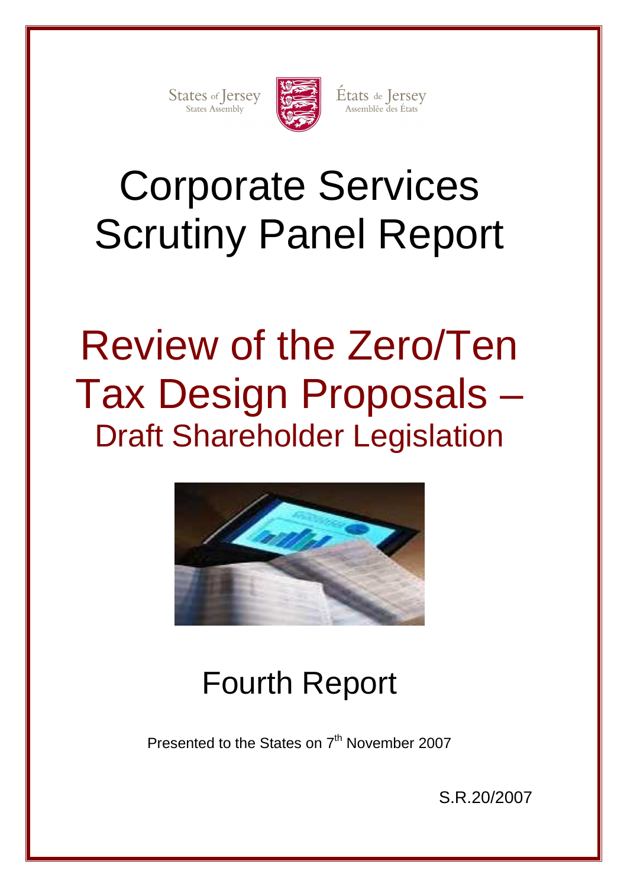States of Jersey
States Assembly

États de Jersey
Assemblée des États

# Corporate Services Scrutiny Panel Report

# Review of the Zero/Ten Tax Design Proposals – Draft Shareholder Legislation

## Fourth Report

Presented to the States on 7th November 2007

S.R.20/2007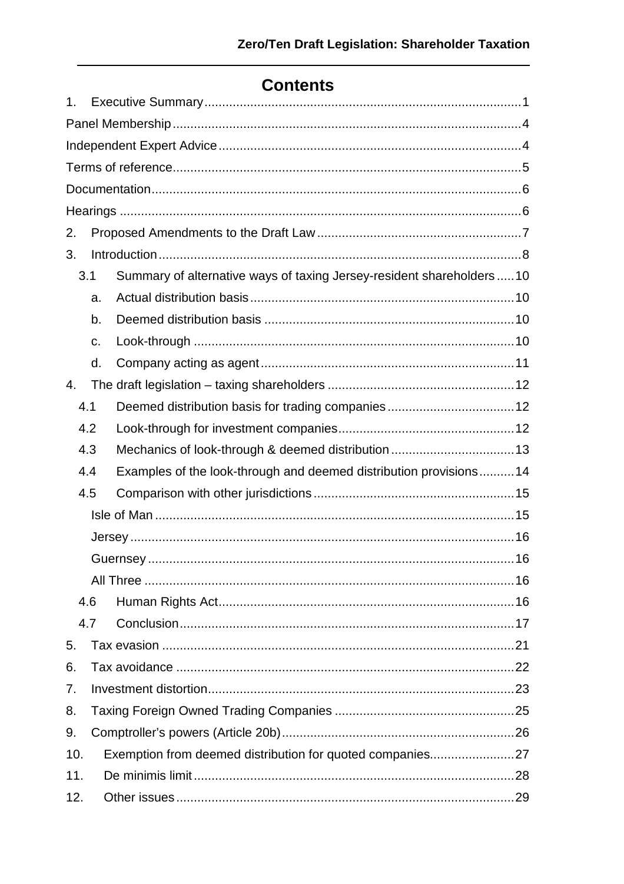# Contents

1. Executive Summary ... 1

Panel Membership ... 4

Independent Expert Advice ... 4

Terms of reference ... 5

Documentation ... 6

Hearings ... 6

2. Proposed Amendments to the Draft Law ... 7
3. Introduction ... 8
   - 3.1 Summary of alternative ways of taxing Jersey-resident shareholders ... 10
     - a. Actual distribution basis ... 10
     - b. Deemed distribution basis ... 10
     - c. Look-through ... 10
     - d. Company acting as agent ... 11
4. The draft legislation – taxing shareholders ... 12
   - 4.1 Deemed distribution basis for trading companies ... 12
   - 4.2 Look-through for investment companies ... 12
   - 4.3 Mechanics of look-through & deemed distribution ... 13
   - 4.4 Examples of the look-through and deemed distribution provisions ... 14
   - 4.5 Comparison with other jurisdictions ... 15
     - Isle of Man ... 15
     - Jersey ... 16
     - Guernsey ... 16
     - All Three ... 16
   - 4.6 Human Rights Act ... 16
   - 4.7 Conclusion ... 17
5. Tax evasion ... 21
6. Tax avoidance ... 22
7. Investment distortion ... 23
8. Taxing Foreign Owned Trading Companies ... 25
9. Comptroller's powers (Article 20b) ... 26
10. Exemption from deemed distribution for quoted companies ... 27
11. De minimis limit ... 28
12. Other issues ... 29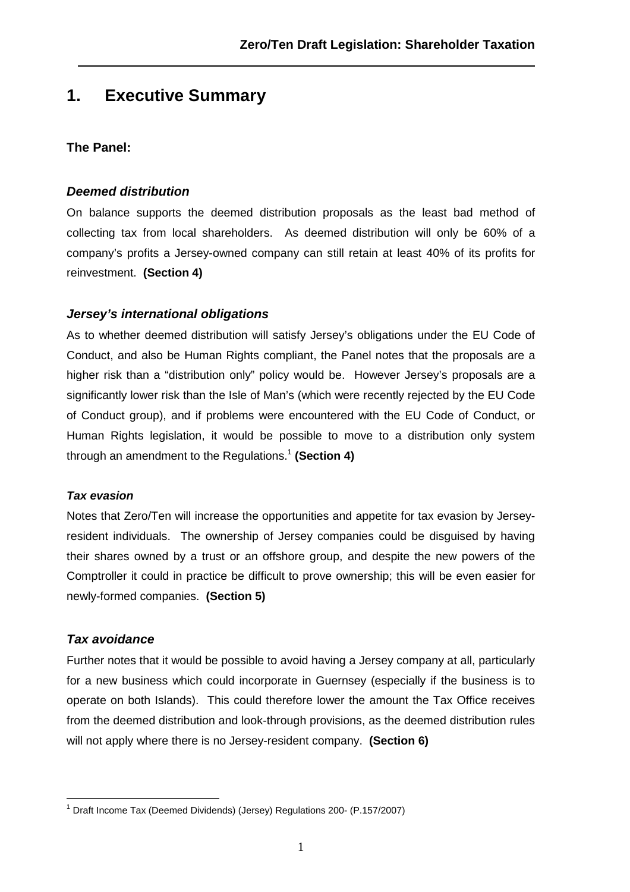# 1. Executive Summary

**The Panel:**

### *Deemed distribution*

On balance supports the deemed distribution proposals as the least bad method of collecting tax from local shareholders. As deemed distribution will only be 60% of a company's profits a Jersey-owned company can still retain at least 40% of its profits for reinvestment. **(Section 4)**

### *Jersey's international obligations*

As to whether deemed distribution will satisfy Jersey's obligations under the EU Code of Conduct, and also be Human Rights compliant, the Panel notes that the proposals are a higher risk than a "distribution only" policy would be. However Jersey's proposals are a significantly lower risk than the Isle of Man's (which were recently rejected by the EU Code of Conduct group), and if problems were encountered with the EU Code of Conduct, or Human Rights legislation, it would be possible to move to a distribution only system through an amendment to the Regulations.[1] **(Section 4)**

### *Tax evasion*

Notes that Zero/Ten will increase the opportunities and appetite for tax evasion by Jersey-resident individuals. The ownership of Jersey companies could be disguised by having their shares owned by a trust or an offshore group, and despite the new powers of the Comptroller it could in practice be difficult to prove ownership; this will be even easier for newly-formed companies. **(Section 5)**

### *Tax avoidance*

Further notes that it would be possible to avoid having a Jersey company at all, particularly for a new business which could incorporate in Guernsey (especially if the business is to operate on both Islands). This could therefore lower the amount the Tax Office receives from the deemed distribution and look-through provisions, as the deemed distribution rules will not apply where there is no Jersey-resident company. **(Section 6)**

---

[1] Draft Income Tax (Deemed Dividends) (Jersey) Regulations 200- (P.157/2007)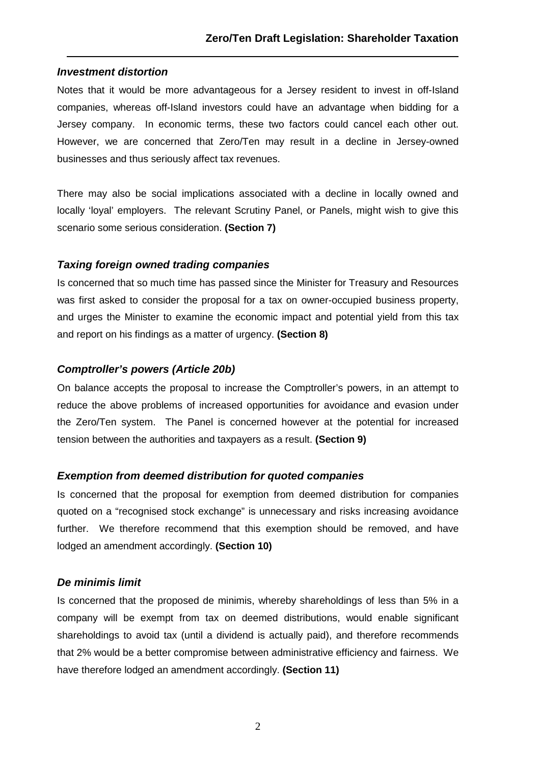### *Investment distortion*

Notes that it would be more advantageous for a Jersey resident to invest in off-Island companies, whereas off-Island investors could have an advantage when bidding for a Jersey company. In economic terms, these two factors could cancel each other out. However, we are concerned that Zero/Ten may result in a decline in Jersey-owned businesses and thus seriously affect tax revenues.

There may also be social implications associated with a decline in locally owned and locally 'loyal' employers. The relevant Scrutiny Panel, or Panels, might wish to give this scenario some serious consideration. **(Section 7)**

### *Taxing foreign owned trading companies*

Is concerned that so much time has passed since the Minister for Treasury and Resources was first asked to consider the proposal for a tax on owner-occupied business property, and urges the Minister to examine the economic impact and potential yield from this tax and report on his findings as a matter of urgency. **(Section 8)**

### *Comptroller's powers (Article 20b)*

On balance accepts the proposal to increase the Comptroller's powers, in an attempt to reduce the above problems of increased opportunities for avoidance and evasion under the Zero/Ten system. The Panel is concerned however at the potential for increased tension between the authorities and taxpayers as a result. **(Section 9)**

### *Exemption from deemed distribution for quoted companies*

Is concerned that the proposal for exemption from deemed distribution for companies quoted on a "recognised stock exchange" is unnecessary and risks increasing avoidance further. We therefore recommend that this exemption should be removed, and have lodged an amendment accordingly. **(Section 10)**

### *De minimis limit*

Is concerned that the proposed de minimis, whereby shareholdings of less than 5% in a company will be exempt from tax on deemed distributions, would enable significant shareholdings to avoid tax (until a dividend is actually paid), and therefore recommends that 2% would be a better compromise between administrative efficiency and fairness. We have therefore lodged an amendment accordingly. **(Section 11)**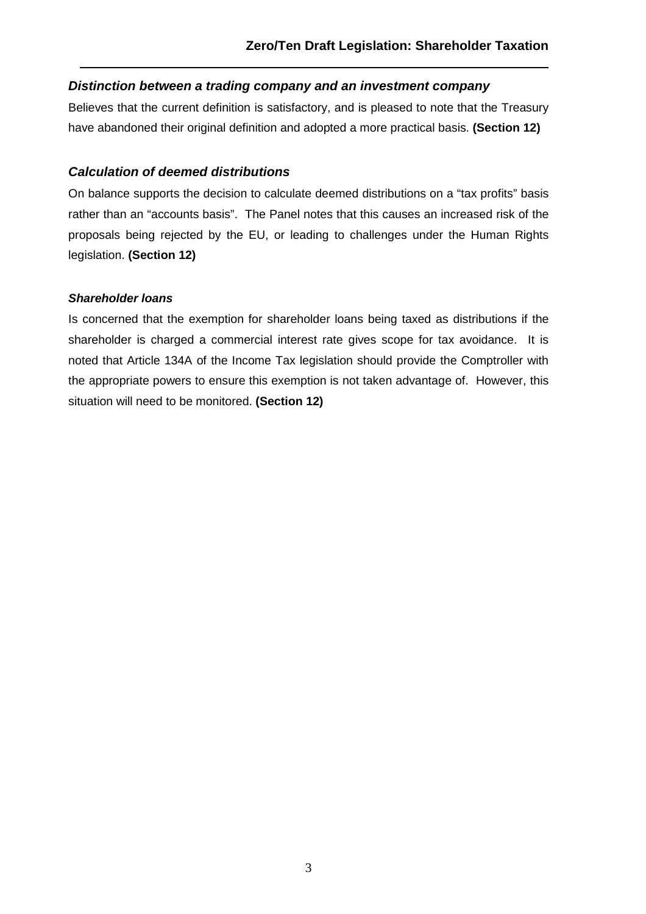### *Distinction between a trading company and an investment company*

Believes that the current definition is satisfactory, and is pleased to note that the Treasury have abandoned their original definition and adopted a more practical basis. **(Section 12)**

### *Calculation of deemed distributions*

On balance supports the decision to calculate deemed distributions on a "tax profits" basis rather than an "accounts basis". The Panel notes that this causes an increased risk of the proposals being rejected by the EU, or leading to challenges under the Human Rights legislation. **(Section 12)**

#### *Shareholder loans*

Is concerned that the exemption for shareholder loans being taxed as distributions if the shareholder is charged a commercial interest rate gives scope for tax avoidance. It is noted that Article 134A of the Income Tax legislation should provide the Comptroller with the appropriate powers to ensure this exemption is not taken advantage of. However, this situation will need to be monitored. **(Section 12)**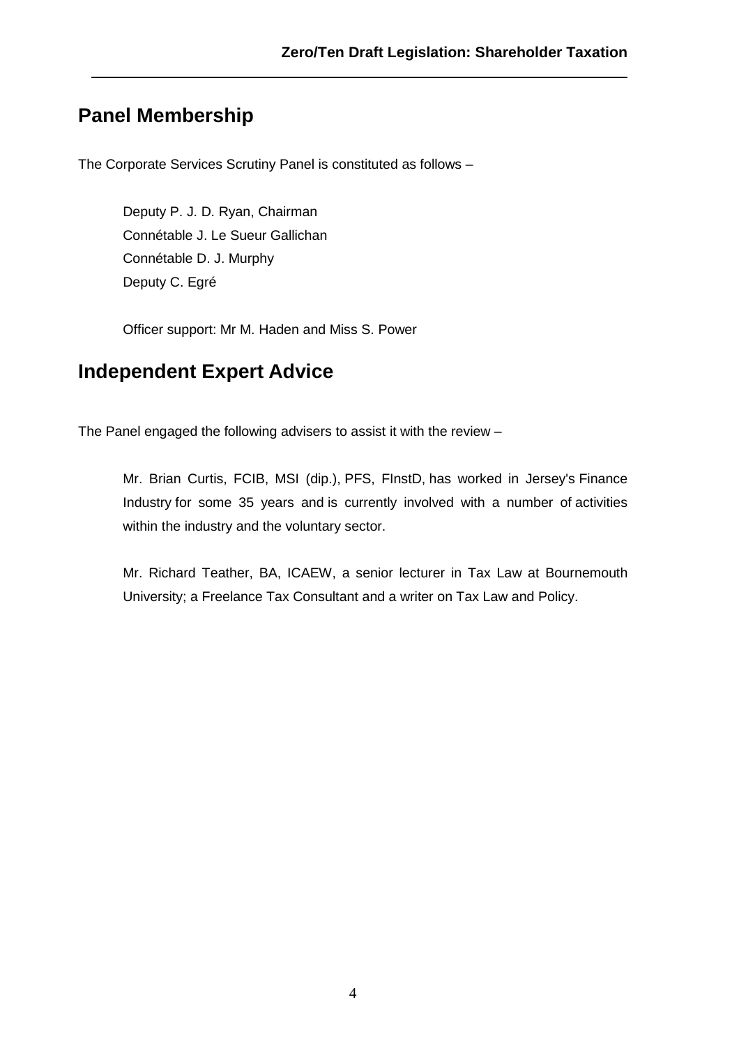## Panel Membership

The Corporate Services Scrutiny Panel is constituted as follows –

Deputy P. J. D. Ryan, Chairman
Connétable J. Le Sueur Gallichan
Connétable D. J. Murphy
Deputy C. Egré

Officer support: Mr M. Haden and Miss S. Power

## Independent Expert Advice

The Panel engaged the following advisers to assist it with the review –

Mr. Brian Curtis, FCIB, MSI (dip.), PFS, FInstD, has worked in Jersey's Finance Industry for some 35 years and is currently involved with a number of activities within the industry and the voluntary sector.

Mr. Richard Teather, BA, ICAEW, a senior lecturer in Tax Law at Bournemouth University; a Freelance Tax Consultant and a writer on Tax Law and Policy.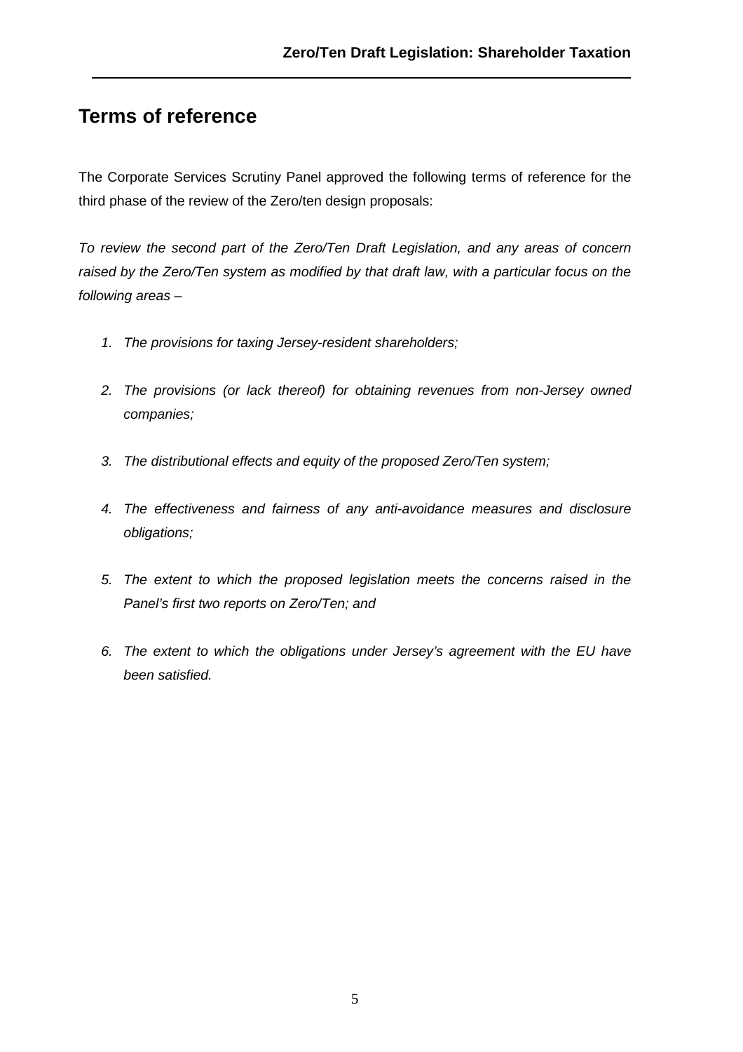## Terms of reference

The Corporate Services Scrutiny Panel approved the following terms of reference for the third phase of the review of the Zero/ten design proposals:

*To review the second part of the Zero/Ten Draft Legislation, and any areas of concern raised by the Zero/Ten system as modified by that draft law, with a particular focus on the following areas –*

1. *The provisions for taxing Jersey-resident shareholders;*
2. *The provisions (or lack thereof) for obtaining revenues from non-Jersey owned companies;*
3. *The distributional effects and equity of the proposed Zero/Ten system;*
4. *The effectiveness and fairness of any anti-avoidance measures and disclosure obligations;*
5. *The extent to which the proposed legislation meets the concerns raised in the Panel's first two reports on Zero/Ten; and*
6. *The extent to which the obligations under Jersey's agreement with the EU have been satisfied.*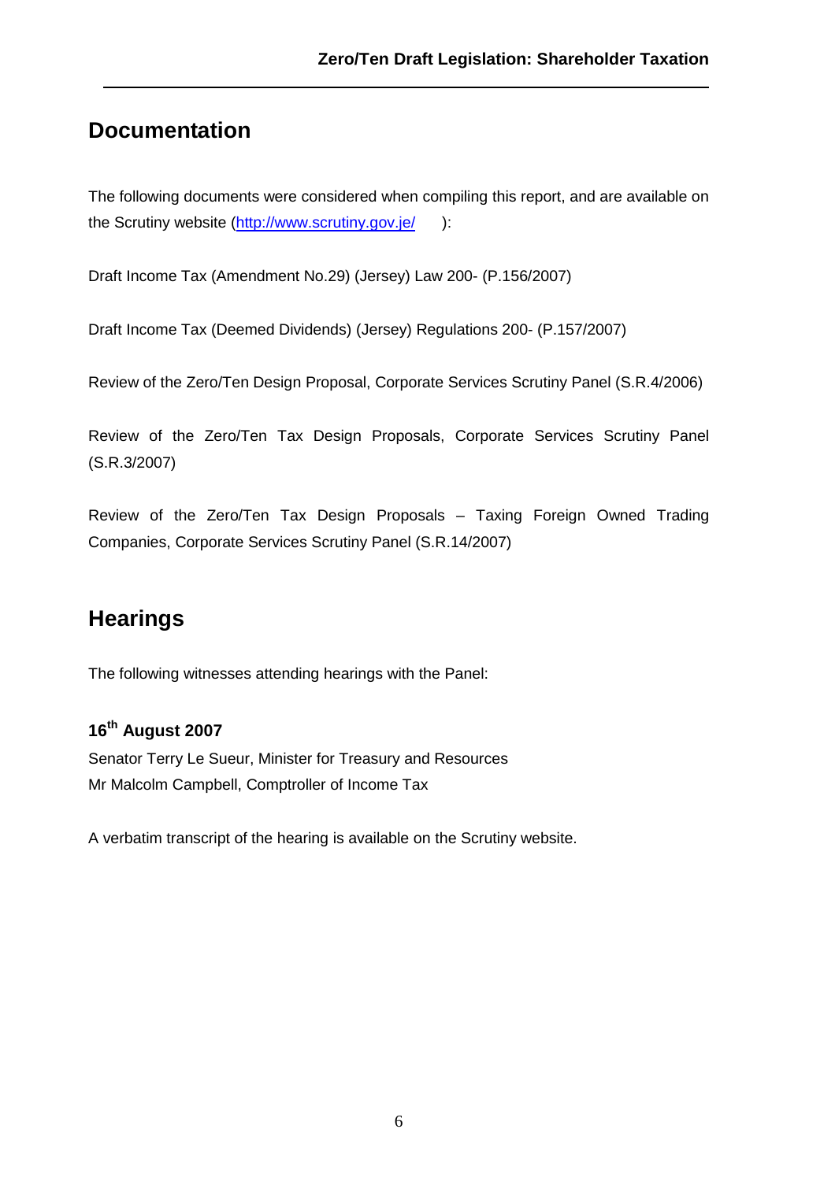## Documentation

The following documents were considered when compiling this report, and are available on the Scrutiny website ([http://www.scrutiny.gov.je/](http://www.scrutiny.gov.je/)):

Draft Income Tax (Amendment No.29) (Jersey) Law 200- (P.156/2007)

Draft Income Tax (Deemed Dividends) (Jersey) Regulations 200- (P.157/2007)

Review of the Zero/Ten Design Proposal, Corporate Services Scrutiny Panel (S.R.4/2006)

Review of the Zero/Ten Tax Design Proposals, Corporate Services Scrutiny Panel (S.R.3/2007)

Review of the Zero/Ten Tax Design Proposals – Taxing Foreign Owned Trading Companies, Corporate Services Scrutiny Panel (S.R.14/2007)

## Hearings

The following witnesses attending hearings with the Panel:

**16th August 2007**

Senator Terry Le Sueur, Minister for Treasury and Resources
Mr Malcolm Campbell, Comptroller of Income Tax

A verbatim transcript of the hearing is available on the Scrutiny website.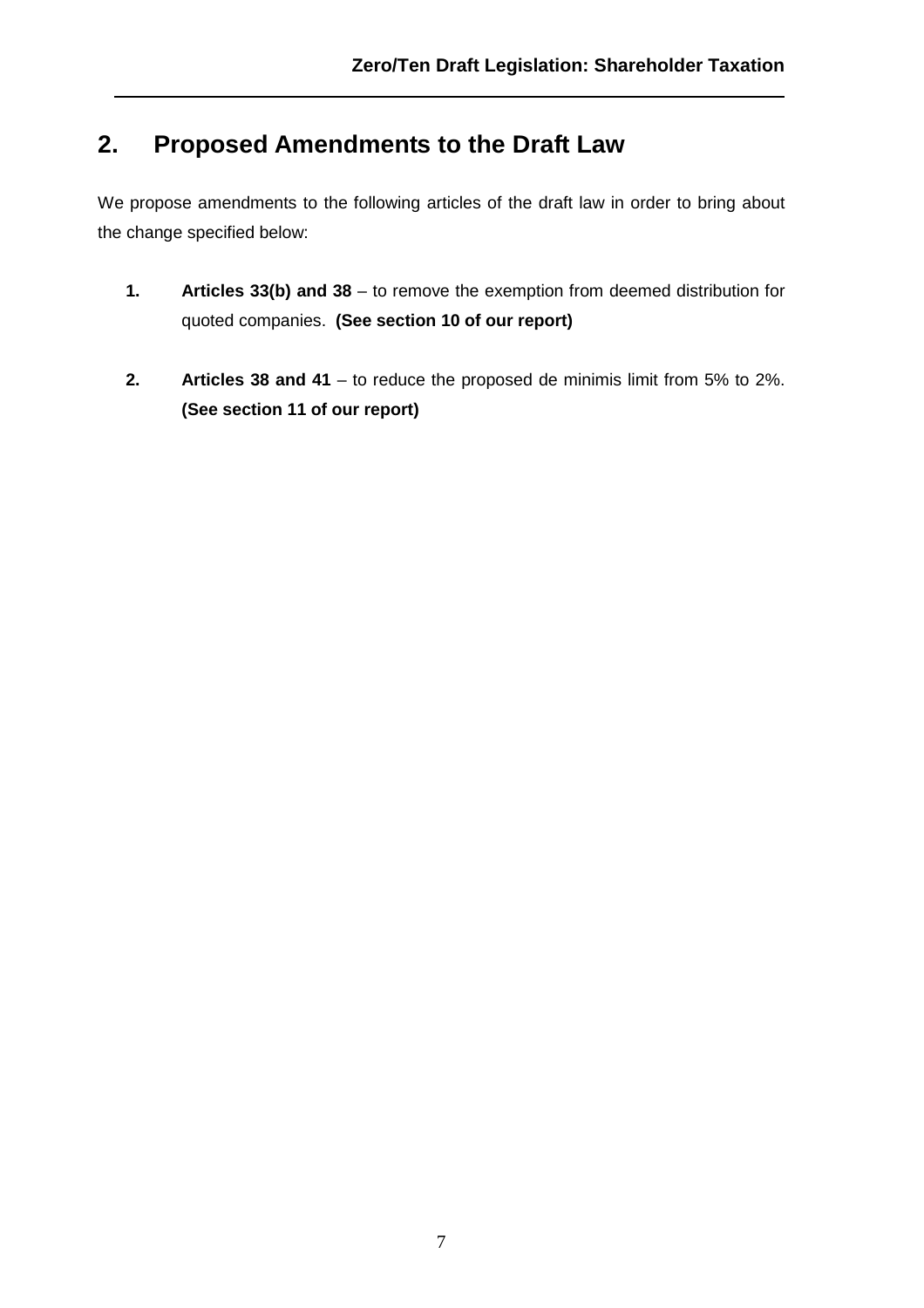## 2. Proposed Amendments to the Draft Law

We propose amendments to the following articles of the draft law in order to bring about the change specified below:

1. **Articles 33(b) and 38** – to remove the exemption from deemed distribution for quoted companies. **(See section 10 of our report)**

2. **Articles 38 and 41** – to reduce the proposed de minimis limit from 5% to 2%. **(See section 11 of our report)**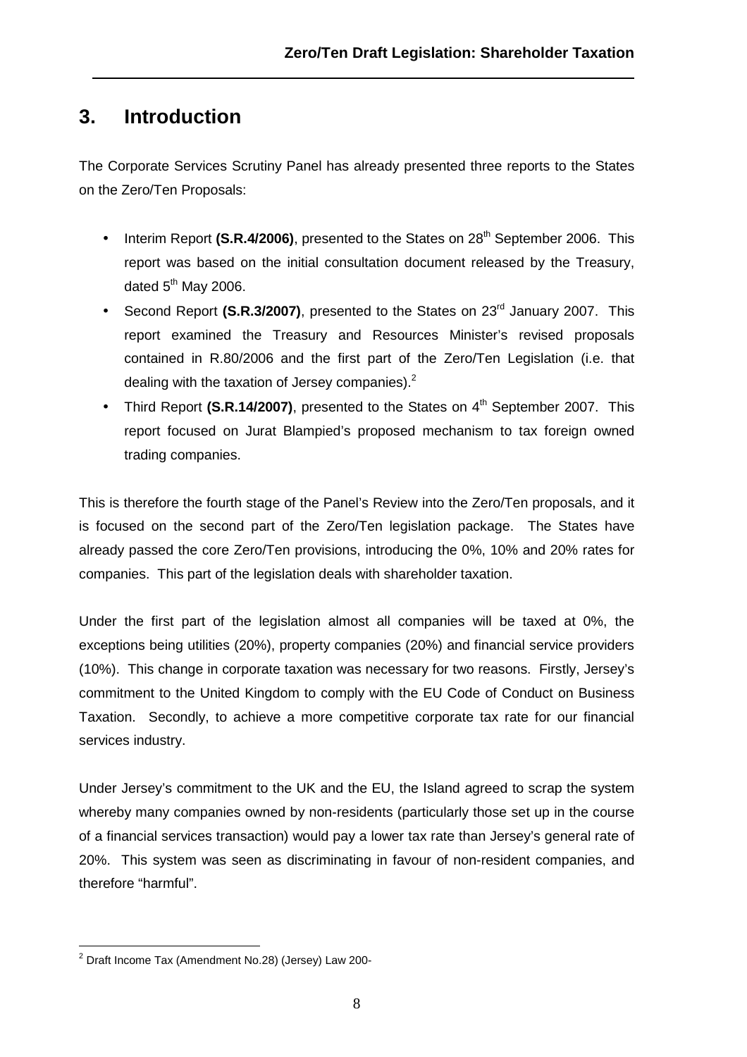## 3. Introduction

The Corporate Services Scrutiny Panel has already presented three reports to the States on the Zero/Ten Proposals:

- Interim Report **(S.R.4/2006)**, presented to the States on 28th September 2006. This report was based on the initial consultation document released by the Treasury, dated 5th May 2006.
- Second Report **(S.R.3/2007)**, presented to the States on 23rd January 2007. This report examined the Treasury and Resources Minister's revised proposals contained in R.80/2006 and the first part of the Zero/Ten Legislation (i.e. that dealing with the taxation of Jersey companies).[2]
- Third Report **(S.R.14/2007)**, presented to the States on 4th September 2007. This report focused on Jurat Blampied's proposed mechanism to tax foreign owned trading companies.

This is therefore the fourth stage of the Panel's Review into the Zero/Ten proposals, and it is focused on the second part of the Zero/Ten legislation package. The States have already passed the core Zero/Ten provisions, introducing the 0%, 10% and 20% rates for companies. This part of the legislation deals with shareholder taxation.

Under the first part of the legislation almost all companies will be taxed at 0%, the exceptions being utilities (20%), property companies (20%) and financial service providers (10%). This change in corporate taxation was necessary for two reasons. Firstly, Jersey's commitment to the United Kingdom to comply with the EU Code of Conduct on Business Taxation. Secondly, to achieve a more competitive corporate tax rate for our financial services industry.

Under Jersey's commitment to the UK and the EU, the Island agreed to scrap the system whereby many companies owned by non-residents (particularly those set up in the course of a financial services transaction) would pay a lower tax rate than Jersey's general rate of 20%. This system was seen as discriminating in favour of non-resident companies, and therefore "harmful".

[2] Draft Income Tax (Amendment No.28) (Jersey) Law 200-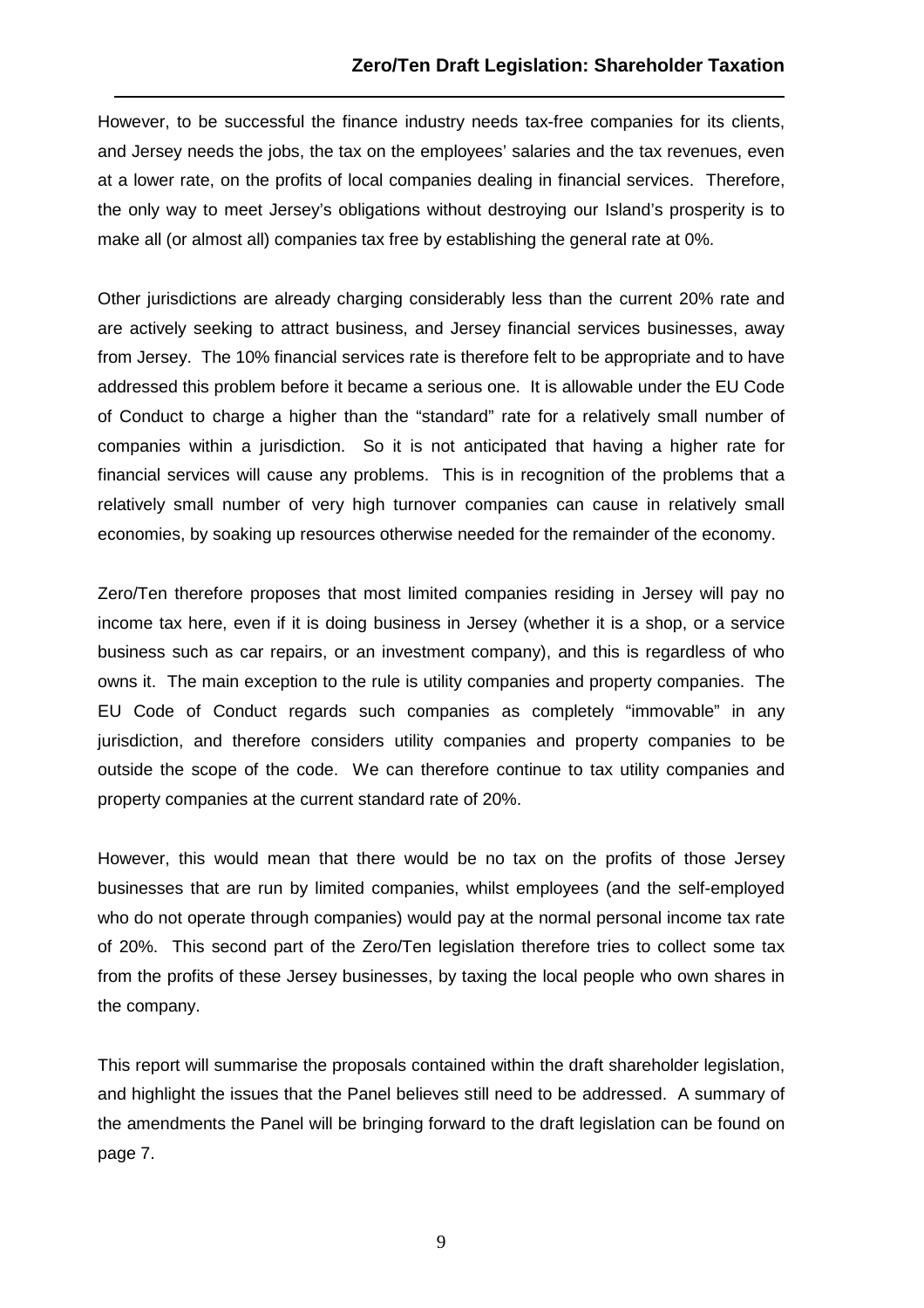However, to be successful the finance industry needs tax-free companies for its clients, and Jersey needs the jobs, the tax on the employees' salaries and the tax revenues, even at a lower rate, on the profits of local companies dealing in financial services. Therefore, the only way to meet Jersey's obligations without destroying our Island's prosperity is to make all (or almost all) companies tax free by establishing the general rate at 0%.

Other jurisdictions are already charging considerably less than the current 20% rate and are actively seeking to attract business, and Jersey financial services businesses, away from Jersey. The 10% financial services rate is therefore felt to be appropriate and to have addressed this problem before it became a serious one. It is allowable under the EU Code of Conduct to charge a higher than the "standard" rate for a relatively small number of companies within a jurisdiction. So it is not anticipated that having a higher rate for financial services will cause any problems. This is in recognition of the problems that a relatively small number of very high turnover companies can cause in relatively small economies, by soaking up resources otherwise needed for the remainder of the economy.

Zero/Ten therefore proposes that most limited companies residing in Jersey will pay no income tax here, even if it is doing business in Jersey (whether it is a shop, or a service business such as car repairs, or an investment company), and this is regardless of who owns it. The main exception to the rule is utility companies and property companies. The EU Code of Conduct regards such companies as completely "immovable" in any jurisdiction, and therefore considers utility companies and property companies to be outside the scope of the code. We can therefore continue to tax utility companies and property companies at the current standard rate of 20%.

However, this would mean that there would be no tax on the profits of those Jersey businesses that are run by limited companies, whilst employees (and the self-employed who do not operate through companies) would pay at the normal personal income tax rate of 20%. This second part of the Zero/Ten legislation therefore tries to collect some tax from the profits of these Jersey businesses, by taxing the local people who own shares in the company.

This report will summarise the proposals contained within the draft shareholder legislation, and highlight the issues that the Panel believes still need to be addressed. A summary of the amendments the Panel will be bringing forward to the draft legislation can be found on page 7.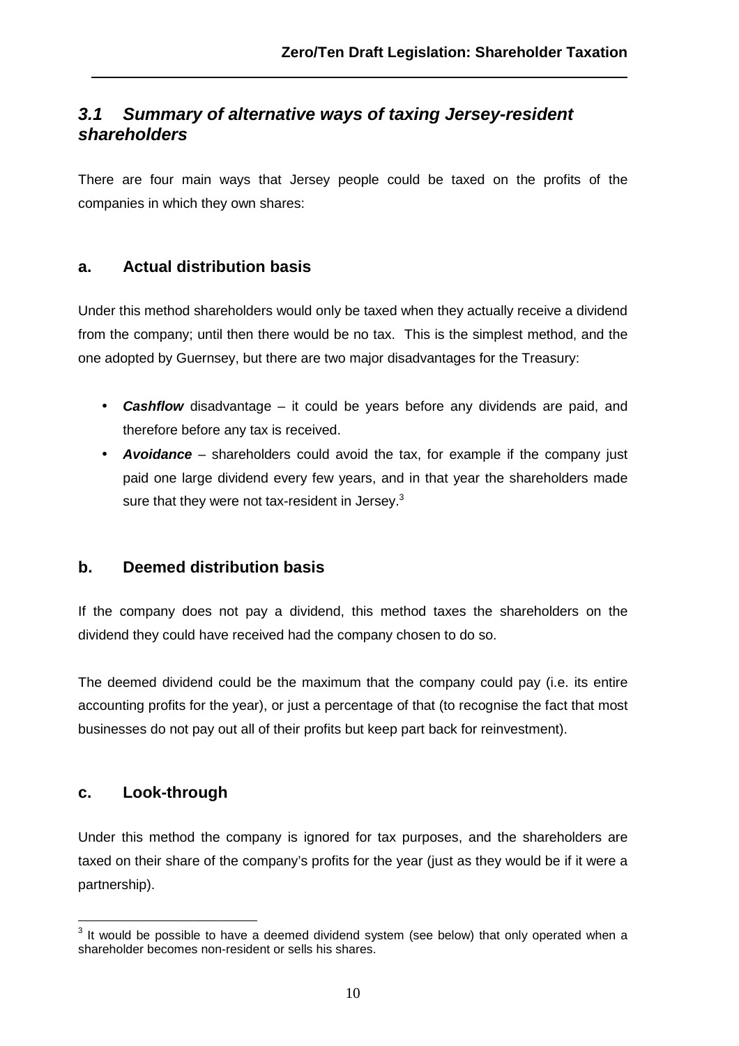## *3.1 Summary of alternative ways of taxing Jersey-resident shareholders*

There are four main ways that Jersey people could be taxed on the profits of the companies in which they own shares:

### a. Actual distribution basis

Under this method shareholders would only be taxed when they actually receive a dividend from the company; until then there would be no tax. This is the simplest method, and the one adopted by Guernsey, but there are two major disadvantages for the Treasury:

- ***Cashflow*** disadvantage – it could be years before any dividends are paid, and therefore before any tax is received.
- ***Avoidance*** – shareholders could avoid the tax, for example if the company just paid one large dividend every few years, and in that year the shareholders made sure that they were not tax-resident in Jersey.[3]

### b. Deemed distribution basis

If the company does not pay a dividend, this method taxes the shareholders on the dividend they could have received had the company chosen to do so.

The deemed dividend could be the maximum that the company could pay (i.e. its entire accounting profits for the year), or just a percentage of that (to recognise the fact that most businesses do not pay out all of their profits but keep part back for reinvestment).

### c. Look-through

Under this method the company is ignored for tax purposes, and the shareholders are taxed on their share of the company's profits for the year (just as they would be if it were a partnership).

---

[3] It would be possible to have a deemed dividend system (see below) that only operated when a shareholder becomes non-resident or sells his shares.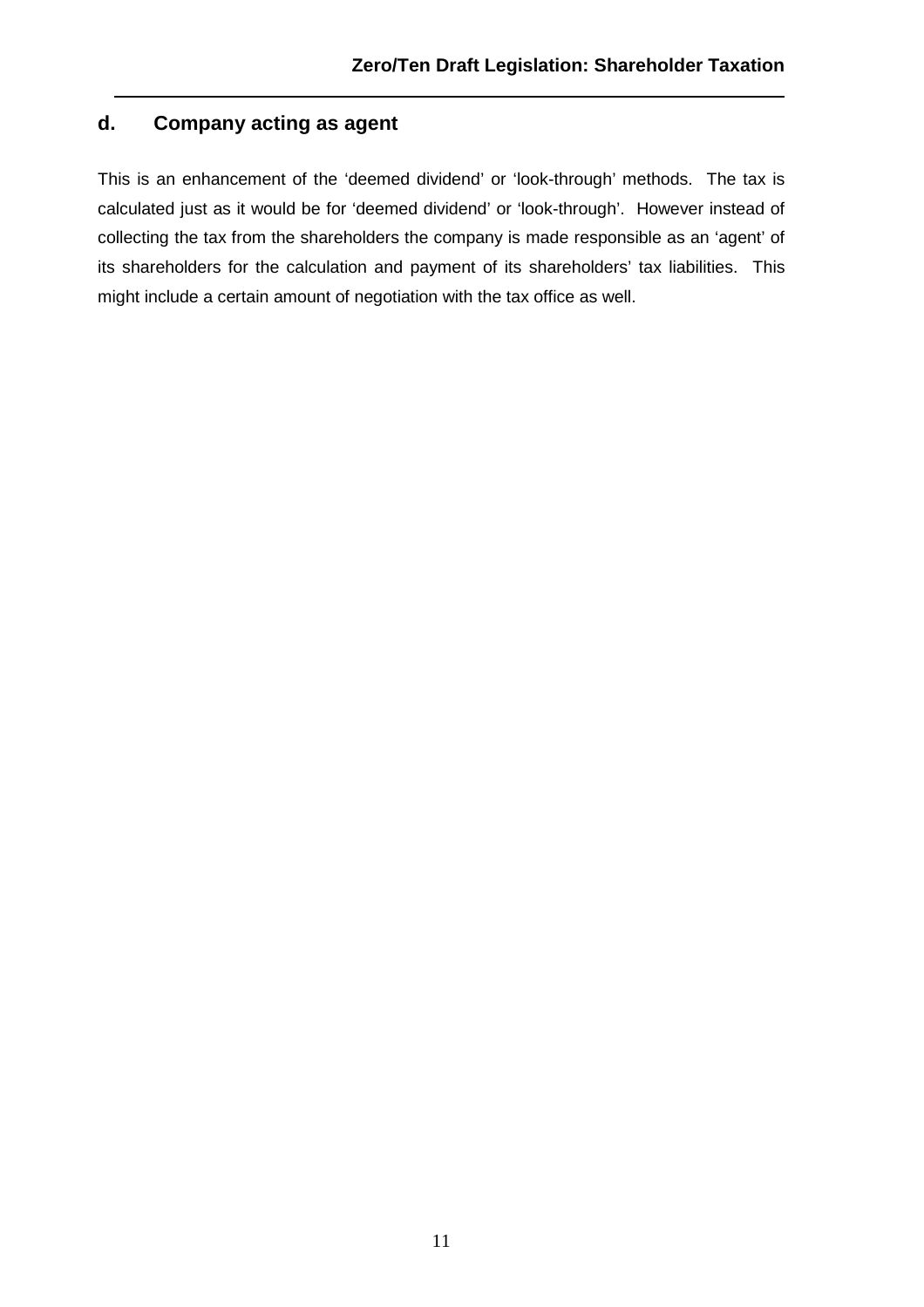## d. Company acting as agent

This is an enhancement of the 'deemed dividend' or 'look-through' methods. The tax is calculated just as it would be for 'deemed dividend' or 'look-through'. However instead of collecting the tax from the shareholders the company is made responsible as an 'agent' of its shareholders for the calculation and payment of its shareholders' tax liabilities. This might include a certain amount of negotiation with the tax office as well.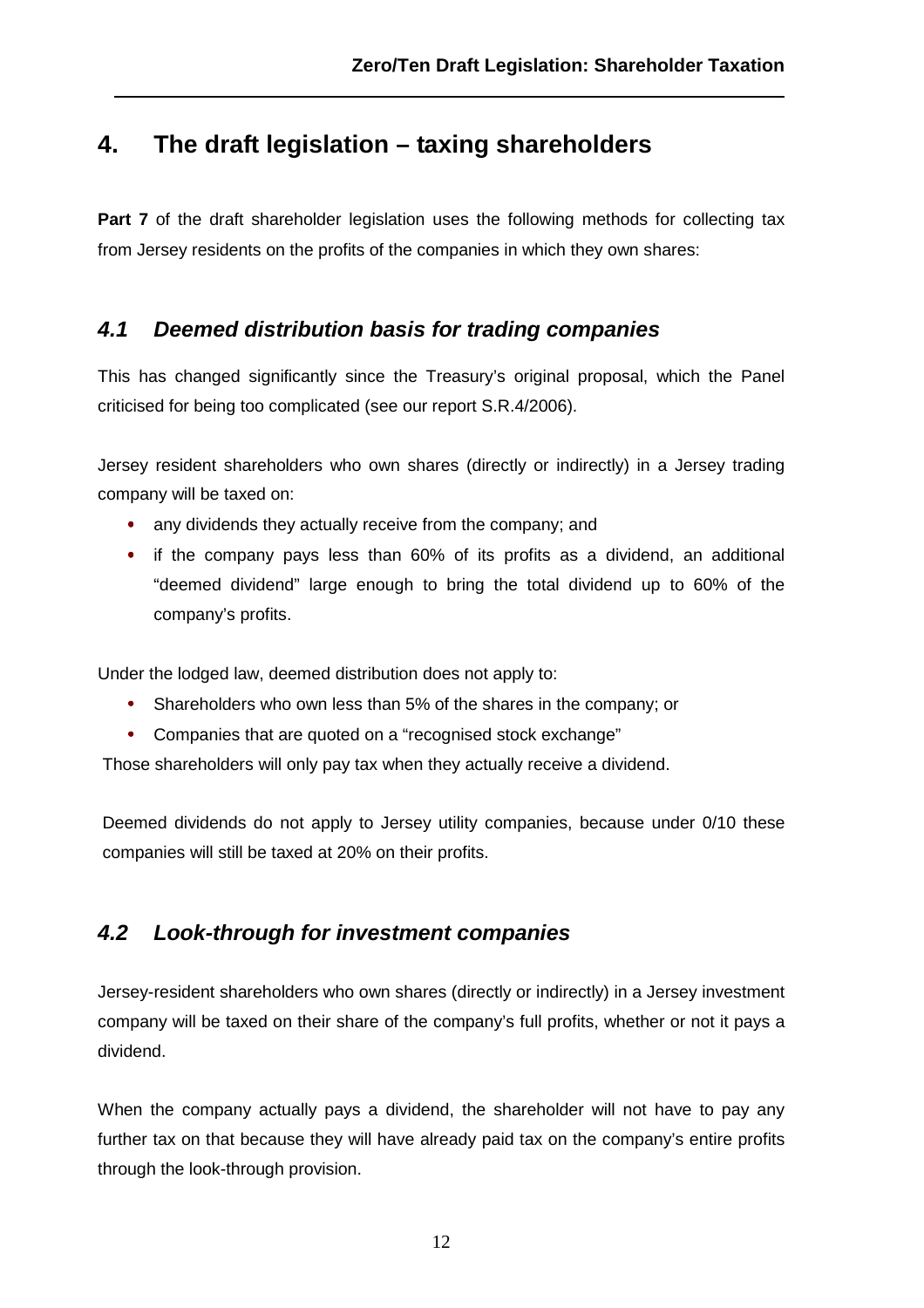# 4. The draft legislation – taxing shareholders

**Part 7** of the draft shareholder legislation uses the following methods for collecting tax from Jersey residents on the profits of the companies in which they own shares:

## *4.1 Deemed distribution basis for trading companies*

This has changed significantly since the Treasury's original proposal, which the Panel criticised for being too complicated (see our report S.R.4/2006).

Jersey resident shareholders who own shares (directly or indirectly) in a Jersey trading company will be taxed on:

- any dividends they actually receive from the company; and
- if the company pays less than 60% of its profits as a dividend, an additional "deemed dividend" large enough to bring the total dividend up to 60% of the company's profits.

Under the lodged law, deemed distribution does not apply to:

- Shareholders who own less than 5% of the shares in the company; or
- Companies that are quoted on a "recognised stock exchange"

Those shareholders will only pay tax when they actually receive a dividend.

Deemed dividends do not apply to Jersey utility companies, because under 0/10 these companies will still be taxed at 20% on their profits.

## *4.2 Look-through for investment companies*

Jersey-resident shareholders who own shares (directly or indirectly) in a Jersey investment company will be taxed on their share of the company's full profits, whether or not it pays a dividend.

When the company actually pays a dividend, the shareholder will not have to pay any further tax on that because they will have already paid tax on the company's entire profits through the look-through provision.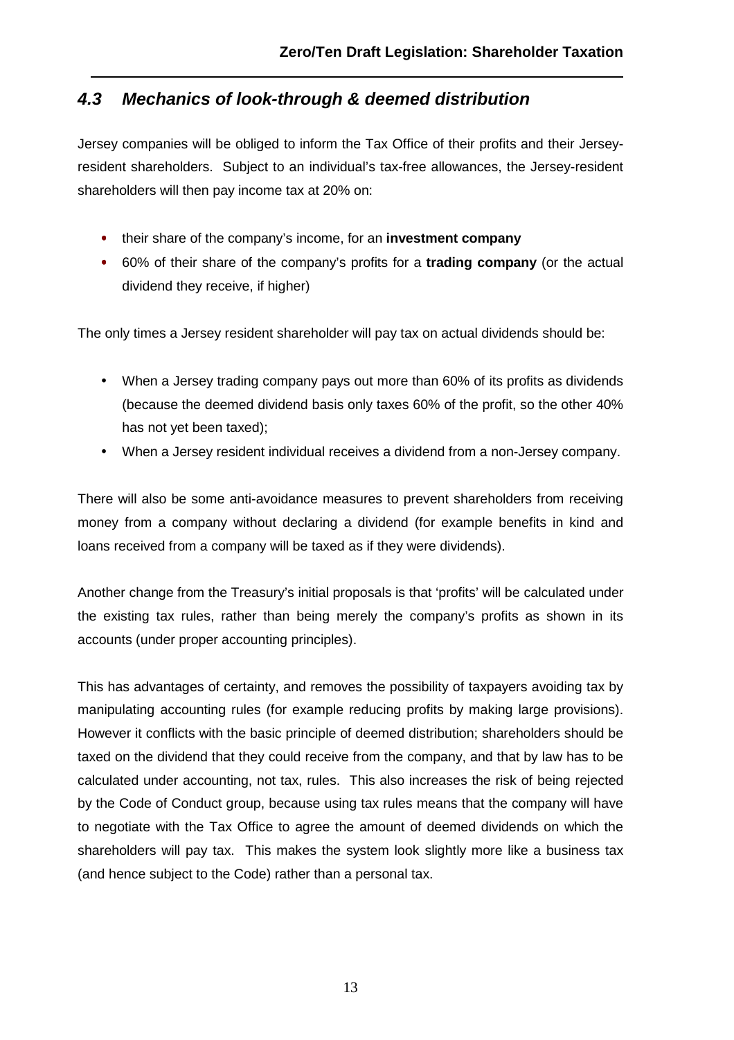## *4.3 Mechanics of look-through & deemed distribution*

Jersey companies will be obliged to inform the Tax Office of their profits and their Jersey-resident shareholders. Subject to an individual's tax-free allowances, the Jersey-resident shareholders will then pay income tax at 20% on:

- their share of the company's income, for an **investment company**
- 60% of their share of the company's profits for a **trading company** (or the actual dividend they receive, if higher)

The only times a Jersey resident shareholder will pay tax on actual dividends should be:

- When a Jersey trading company pays out more than 60% of its profits as dividends (because the deemed dividend basis only taxes 60% of the profit, so the other 40% has not yet been taxed);
- When a Jersey resident individual receives a dividend from a non-Jersey company.

There will also be some anti-avoidance measures to prevent shareholders from receiving money from a company without declaring a dividend (for example benefits in kind and loans received from a company will be taxed as if they were dividends).

Another change from the Treasury's initial proposals is that 'profits' will be calculated under the existing tax rules, rather than being merely the company's profits as shown in its accounts (under proper accounting principles).

This has advantages of certainty, and removes the possibility of taxpayers avoiding tax by manipulating accounting rules (for example reducing profits by making large provisions). However it conflicts with the basic principle of deemed distribution; shareholders should be taxed on the dividend that they could receive from the company, and that by law has to be calculated under accounting, not tax, rules. This also increases the risk of being rejected by the Code of Conduct group, because using tax rules means that the company will have to negotiate with the Tax Office to agree the amount of deemed dividends on which the shareholders will pay tax. This makes the system look slightly more like a business tax (and hence subject to the Code) rather than a personal tax.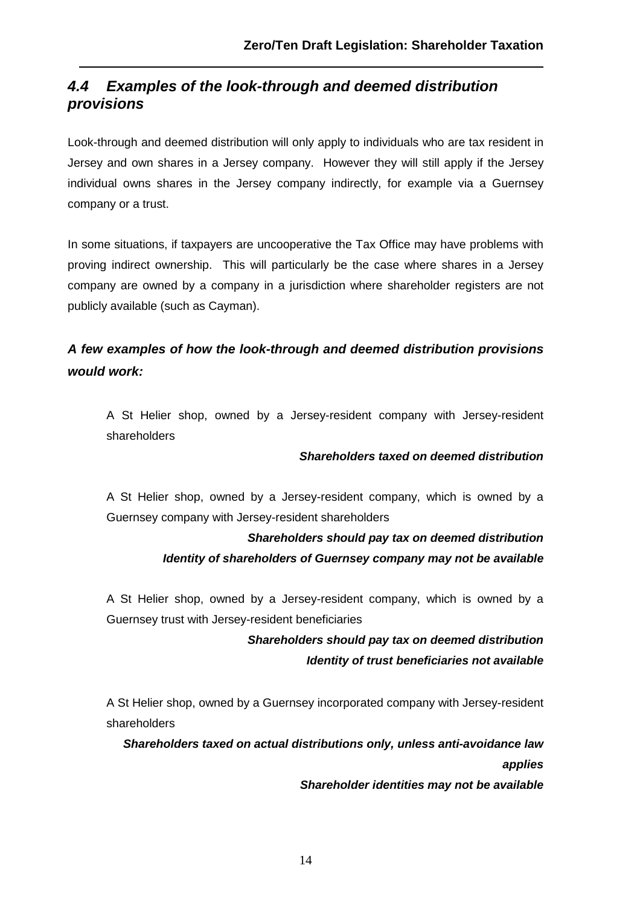## *4.4 Examples of the look-through and deemed distribution provisions*

Look-through and deemed distribution will only apply to individuals who are tax resident in Jersey and own shares in a Jersey company. However they will still apply if the Jersey individual owns shares in the Jersey company indirectly, for example via a Guernsey company or a trust.

In some situations, if taxpayers are uncooperative the Tax Office may have problems with proving indirect ownership. This will particularly be the case where shares in a Jersey company are owned by a company in a jurisdiction where shareholder registers are not publicly available (such as Cayman).

### *A few examples of how the look-through and deemed distribution provisions would work:*

A St Helier shop, owned by a Jersey-resident company with Jersey-resident shareholders

***Shareholders taxed on deemed distribution***

A St Helier shop, owned by a Jersey-resident company, which is owned by a Guernsey company with Jersey-resident shareholders

***Shareholders should pay tax on deemed distribution***
***Identity of shareholders of Guernsey company may not be available***

A St Helier shop, owned by a Jersey-resident company, which is owned by a Guernsey trust with Jersey-resident beneficiaries

***Shareholders should pay tax on deemed distribution***
***Identity of trust beneficiaries not available***

A St Helier shop, owned by a Guernsey incorporated company with Jersey-resident shareholders

***Shareholders taxed on actual distributions only, unless anti-avoidance law applies***
***Shareholder identities may not be available***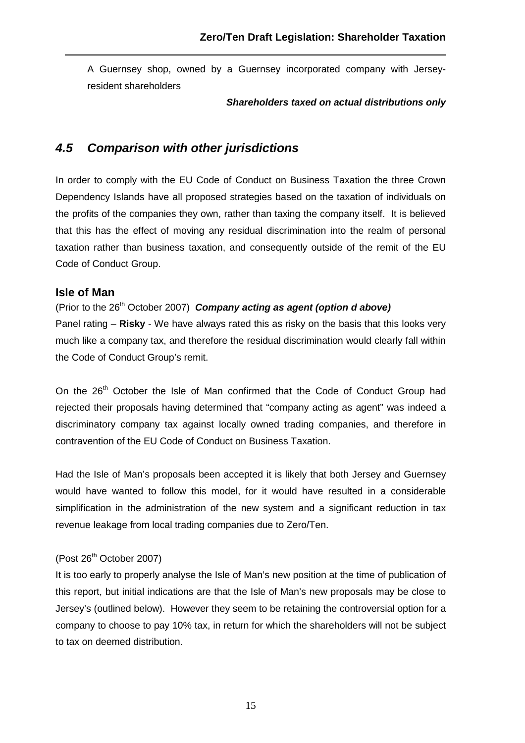A Guernsey shop, owned by a Guernsey incorporated company with Jersey-resident shareholders

***Shareholders taxed on actual distributions only***

## *4.5 Comparison with other jurisdictions*

In order to comply with the EU Code of Conduct on Business Taxation the three Crown Dependency Islands have all proposed strategies based on the taxation of individuals on the profits of the companies they own, rather than taxing the company itself. It is believed that this has the effect of moving any residual discrimination into the realm of personal taxation rather than business taxation, and consequently outside of the remit of the EU Code of Conduct Group.

### Isle of Man

(Prior to the 26th October 2007) ***Company acting as agent (option d above)***

Panel rating – **Risky** - We have always rated this as risky on the basis that this looks very much like a company tax, and therefore the residual discrimination would clearly fall within the Code of Conduct Group's remit.

On the 26th October the Isle of Man confirmed that the Code of Conduct Group had rejected their proposals having determined that "company acting as agent" was indeed a discriminatory company tax against locally owned trading companies, and therefore in contravention of the EU Code of Conduct on Business Taxation.

Had the Isle of Man's proposals been accepted it is likely that both Jersey and Guernsey would have wanted to follow this model, for it would have resulted in a considerable simplification in the administration of the new system and a significant reduction in tax revenue leakage from local trading companies due to Zero/Ten.

(Post 26th October 2007)

It is too early to properly analyse the Isle of Man's new position at the time of publication of this report, but initial indications are that the Isle of Man's new proposals may be close to Jersey's (outlined below). However they seem to be retaining the controversial option for a company to choose to pay 10% tax, in return for which the shareholders will not be subject to tax on deemed distribution.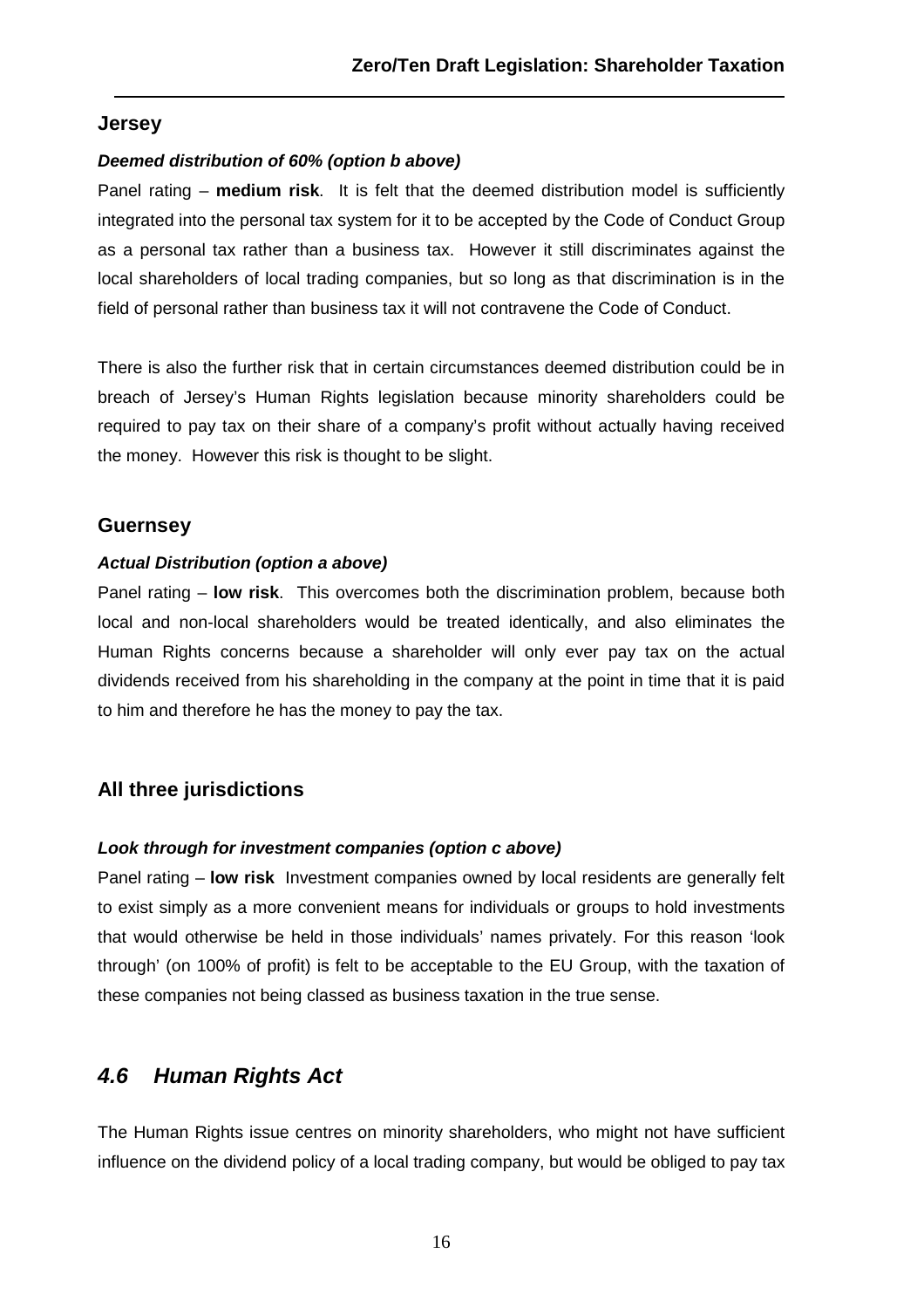## Jersey

***Deemed distribution of 60% (option b above)***

Panel rating – **medium risk**. It is felt that the deemed distribution model is sufficiently integrated into the personal tax system for it to be accepted by the Code of Conduct Group as a personal tax rather than a business tax. However it still discriminates against the local shareholders of local trading companies, but so long as that discrimination is in the field of personal rather than business tax it will not contravene the Code of Conduct.

There is also the further risk that in certain circumstances deemed distribution could be in breach of Jersey's Human Rights legislation because minority shareholders could be required to pay tax on their share of a company's profit without actually having received the money. However this risk is thought to be slight.

## Guernsey

***Actual Distribution (option a above)***

Panel rating – **low risk**. This overcomes both the discrimination problem, because both local and non-local shareholders would be treated identically, and also eliminates the Human Rights concerns because a shareholder will only ever pay tax on the actual dividends received from his shareholding in the company at the point in time that it is paid to him and therefore he has the money to pay the tax.

## All three jurisdictions

***Look through for investment companies (option c above)***

Panel rating – **low risk** Investment companies owned by local residents are generally felt to exist simply as a more convenient means for individuals or groups to hold investments that would otherwise be held in those individuals' names privately. For this reason 'look through' (on 100% of profit) is felt to be acceptable to the EU Group, with the taxation of these companies not being classed as business taxation in the true sense.

## *4.6 Human Rights Act*

The Human Rights issue centres on minority shareholders, who might not have sufficient influence on the dividend policy of a local trading company, but would be obliged to pay tax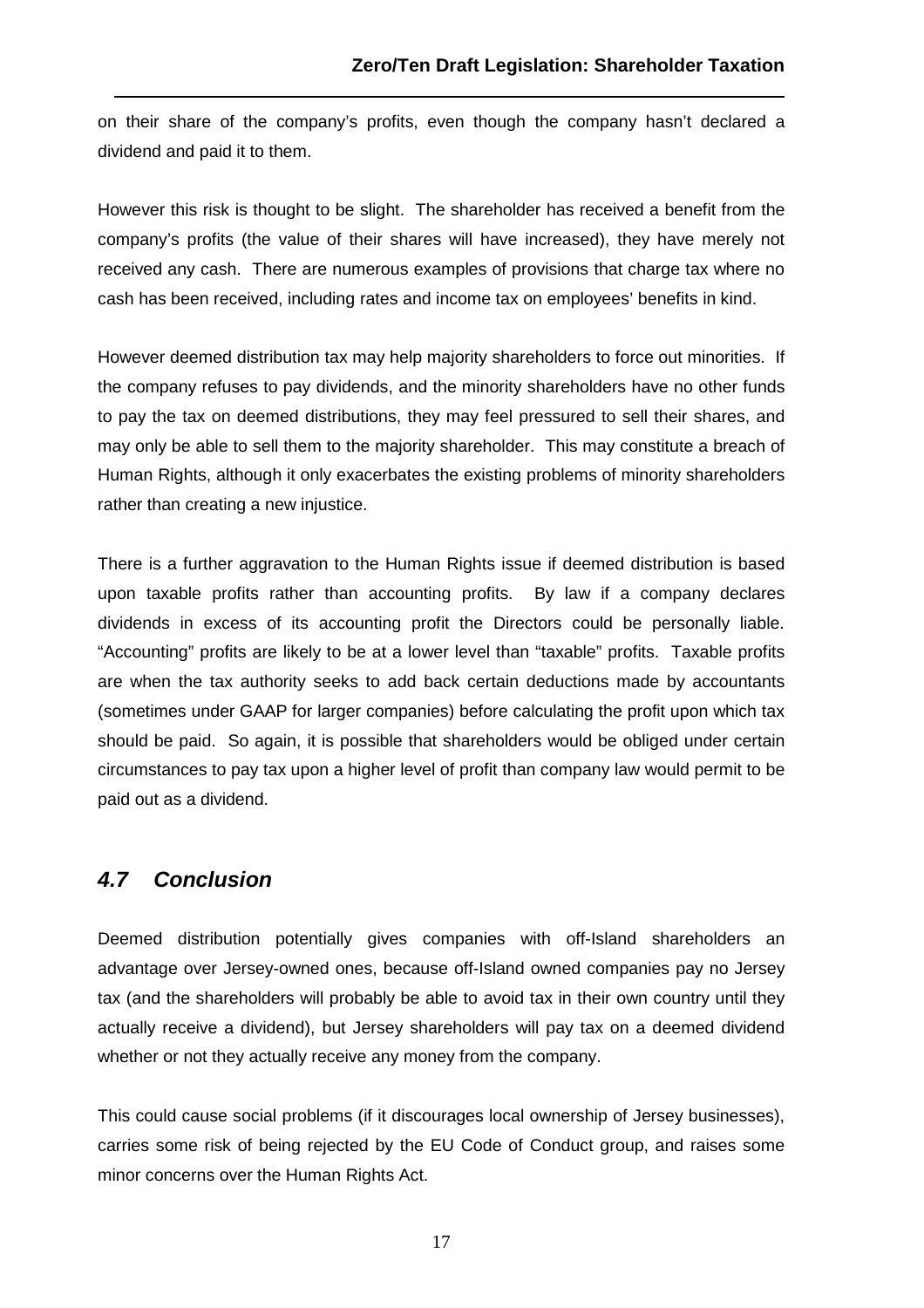on their share of the company's profits, even though the company hasn't declared a dividend and paid it to them.

However this risk is thought to be slight. The shareholder has received a benefit from the company's profits (the value of their shares will have increased), they have merely not received any cash. There are numerous examples of provisions that charge tax where no cash has been received, including rates and income tax on employees' benefits in kind.

However deemed distribution tax may help majority shareholders to force out minorities. If the company refuses to pay dividends, and the minority shareholders have no other funds to pay the tax on deemed distributions, they may feel pressured to sell their shares, and may only be able to sell them to the majority shareholder. This may constitute a breach of Human Rights, although it only exacerbates the existing problems of minority shareholders rather than creating a new injustice.

There is a further aggravation to the Human Rights issue if deemed distribution is based upon taxable profits rather than accounting profits. By law if a company declares dividends in excess of its accounting profit the Directors could be personally liable. "Accounting" profits are likely to be at a lower level than "taxable" profits. Taxable profits are when the tax authority seeks to add back certain deductions made by accountants (sometimes under GAAP for larger companies) before calculating the profit upon which tax should be paid. So again, it is possible that shareholders would be obliged under certain circumstances to pay tax upon a higher level of profit than company law would permit to be paid out as a dividend.

## *4.7 Conclusion*

Deemed distribution potentially gives companies with off-Island shareholders an advantage over Jersey-owned ones, because off-Island owned companies pay no Jersey tax (and the shareholders will probably be able to avoid tax in their own country until they actually receive a dividend), but Jersey shareholders will pay tax on a deemed dividend whether or not they actually receive any money from the company.

This could cause social problems (if it discourages local ownership of Jersey businesses), carries some risk of being rejected by the EU Code of Conduct group, and raises some minor concerns over the Human Rights Act.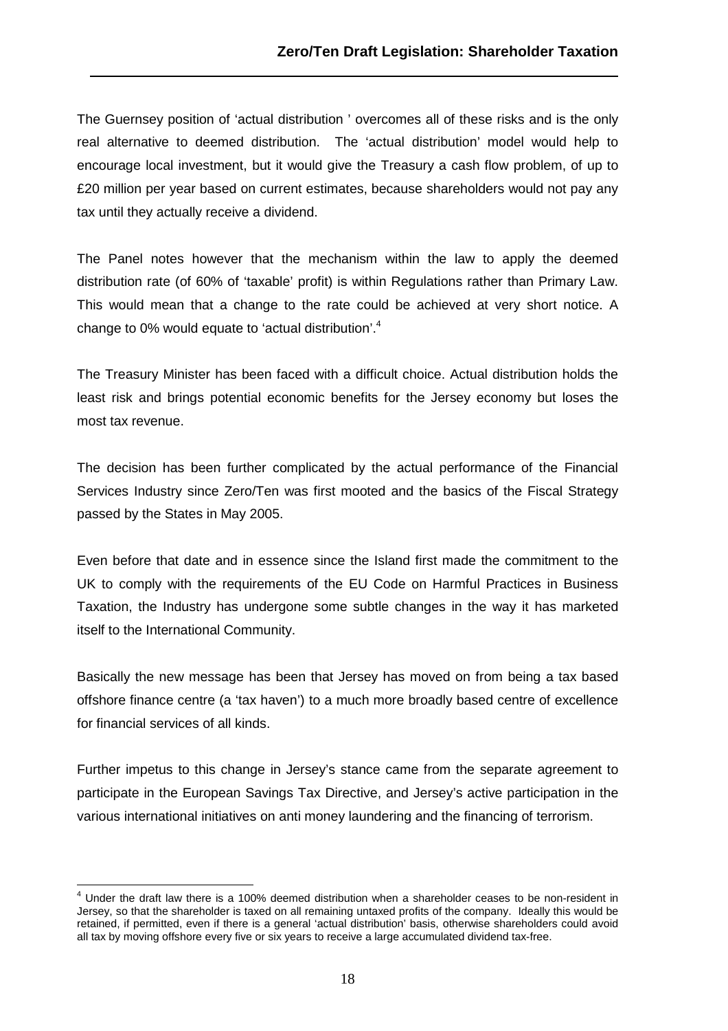The Guernsey position of 'actual distribution ' overcomes all of these risks and is the only real alternative to deemed distribution. The 'actual distribution' model would help to encourage local investment, but it would give the Treasury a cash flow problem, of up to £20 million per year based on current estimates, because shareholders would not pay any tax until they actually receive a dividend.

The Panel notes however that the mechanism within the law to apply the deemed distribution rate (of 60% of 'taxable' profit) is within Regulations rather than Primary Law. This would mean that a change to the rate could be achieved at very short notice. A change to 0% would equate to 'actual distribution'.[4]

The Treasury Minister has been faced with a difficult choice. Actual distribution holds the least risk and brings potential economic benefits for the Jersey economy but loses the most tax revenue.

The decision has been further complicated by the actual performance of the Financial Services Industry since Zero/Ten was first mooted and the basics of the Fiscal Strategy passed by the States in May 2005.

Even before that date and in essence since the Island first made the commitment to the UK to comply with the requirements of the EU Code on Harmful Practices in Business Taxation, the Industry has undergone some subtle changes in the way it has marketed itself to the International Community.

Basically the new message has been that Jersey has moved on from being a tax based offshore finance centre (a 'tax haven') to a much more broadly based centre of excellence for financial services of all kinds.

Further impetus to this change in Jersey's stance came from the separate agreement to participate in the European Savings Tax Directive, and Jersey's active participation in the various international initiatives on anti money laundering and the financing of terrorism.

---

[4] Under the draft law there is a 100% deemed distribution when a shareholder ceases to be non-resident in Jersey, so that the shareholder is taxed on all remaining untaxed profits of the company. Ideally this would be retained, if permitted, even if there is a general 'actual distribution' basis, otherwise shareholders could avoid all tax by moving offshore every five or six years to receive a large accumulated dividend tax-free.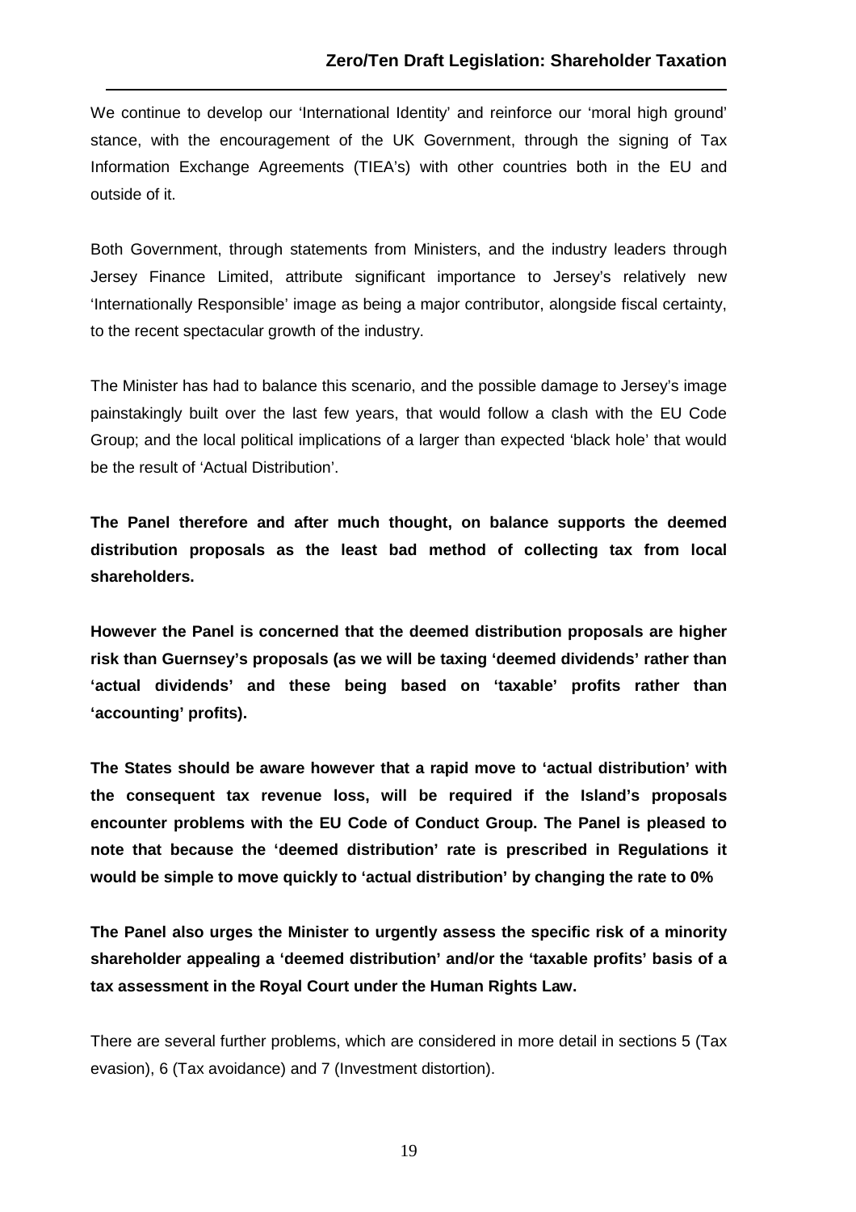We continue to develop our 'International Identity' and reinforce our 'moral high ground' stance, with the encouragement of the UK Government, through the signing of Tax Information Exchange Agreements (TIEA's) with other countries both in the EU and outside of it.

Both Government, through statements from Ministers, and the industry leaders through Jersey Finance Limited, attribute significant importance to Jersey's relatively new 'Internationally Responsible' image as being a major contributor, alongside fiscal certainty, to the recent spectacular growth of the industry.

The Minister has had to balance this scenario, and the possible damage to Jersey's image painstakingly built over the last few years, that would follow a clash with the EU Code Group; and the local political implications of a larger than expected 'black hole' that would be the result of 'Actual Distribution'.

**The Panel therefore and after much thought, on balance supports the deemed distribution proposals as the least bad method of collecting tax from local shareholders.**

**However the Panel is concerned that the deemed distribution proposals are higher risk than Guernsey's proposals (as we will be taxing 'deemed dividends' rather than 'actual dividends' and these being based on 'taxable' profits rather than 'accounting' profits).**

**The States should be aware however that a rapid move to 'actual distribution' with the consequent tax revenue loss, will be required if the Island's proposals encounter problems with the EU Code of Conduct Group. The Panel is pleased to note that because the 'deemed distribution' rate is prescribed in Regulations it would be simple to move quickly to 'actual distribution' by changing the rate to 0%**

**The Panel also urges the Minister to urgently assess the specific risk of a minority shareholder appealing a 'deemed distribution' and/or the 'taxable profits' basis of a tax assessment in the Royal Court under the Human Rights Law.**

There are several further problems, which are considered in more detail in sections 5 (Tax evasion), 6 (Tax avoidance) and 7 (Investment distortion).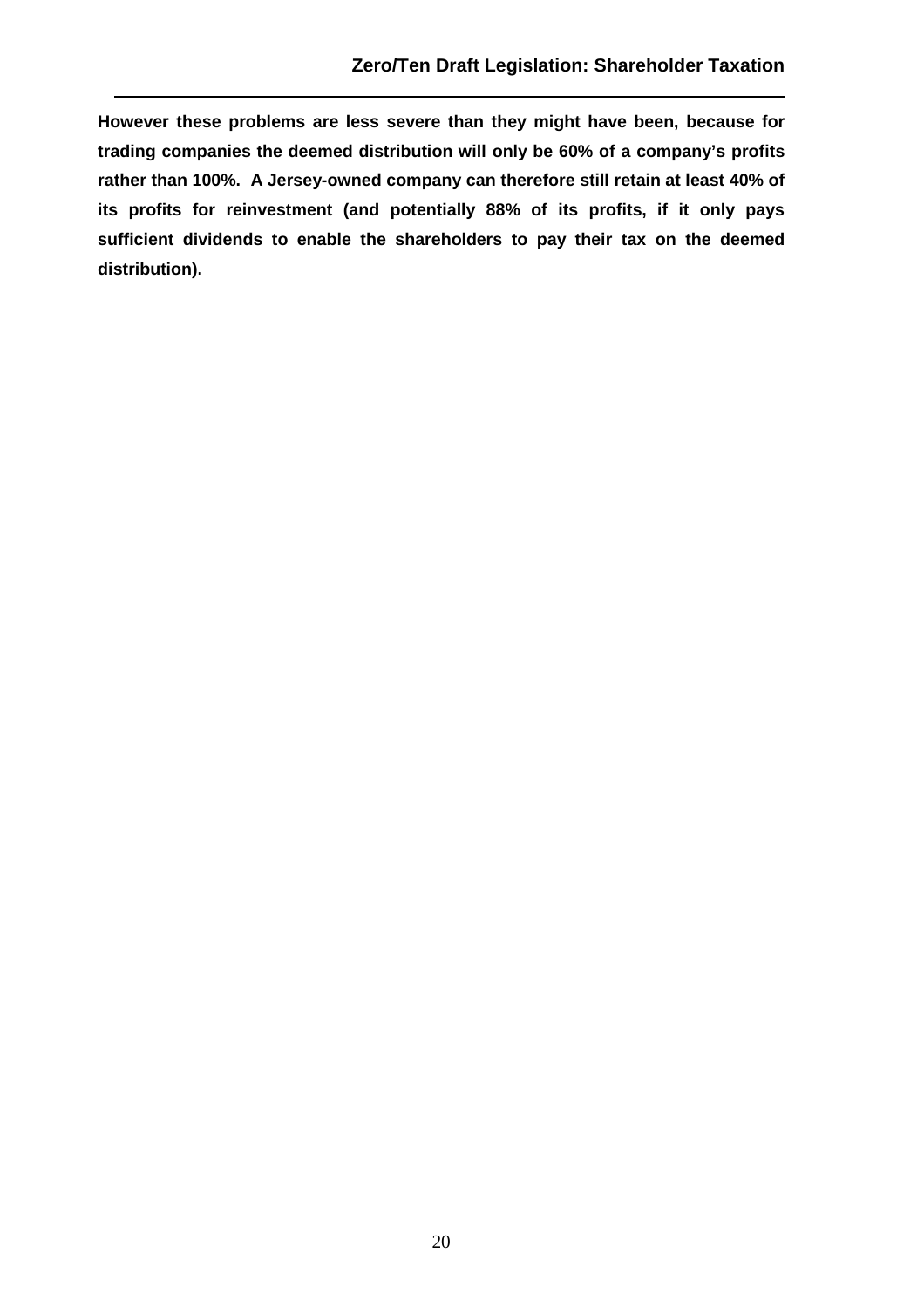**However these problems are less severe than they might have been, because for trading companies the deemed distribution will only be 60% of a company's profits rather than 100%. A Jersey-owned company can therefore still retain at least 40% of its profits for reinvestment (and potentially 88% of its profits, if it only pays sufficient dividends to enable the shareholders to pay their tax on the deemed distribution).**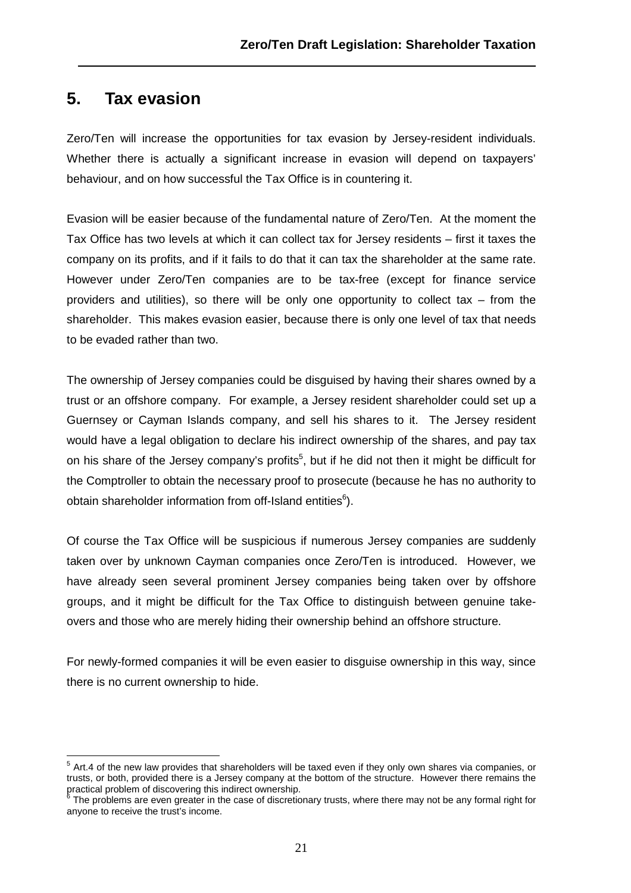## 5. Tax evasion

Zero/Ten will increase the opportunities for tax evasion by Jersey-resident individuals. Whether there is actually a significant increase in evasion will depend on taxpayers' behaviour, and on how successful the Tax Office is in countering it.

Evasion will be easier because of the fundamental nature of Zero/Ten. At the moment the Tax Office has two levels at which it can collect tax for Jersey residents – first it taxes the company on its profits, and if it fails to do that it can tax the shareholder at the same rate. However under Zero/Ten companies are to be tax-free (except for finance service providers and utilities), so there will be only one opportunity to collect tax – from the shareholder. This makes evasion easier, because there is only one level of tax that needs to be evaded rather than two.

The ownership of Jersey companies could be disguised by having their shares owned by a trust or an offshore company. For example, a Jersey resident shareholder could set up a Guernsey or Cayman Islands company, and sell his shares to it. The Jersey resident would have a legal obligation to declare his indirect ownership of the shares, and pay tax on his share of the Jersey company's profits[5], but if he did not then it might be difficult for the Comptroller to obtain the necessary proof to prosecute (because he has no authority to obtain shareholder information from off-Island entities[6]).

Of course the Tax Office will be suspicious if numerous Jersey companies are suddenly taken over by unknown Cayman companies once Zero/Ten is introduced. However, we have already seen several prominent Jersey companies being taken over by offshore groups, and it might be difficult for the Tax Office to distinguish between genuine take-overs and those who are merely hiding their ownership behind an offshore structure.

For newly-formed companies it will be even easier to disguise ownership in this way, since there is no current ownership to hide.

---

[5] Art.4 of the new law provides that shareholders will be taxed even if they only own shares via companies, or trusts, or both, provided there is a Jersey company at the bottom of the structure. However there remains the practical problem of discovering this indirect ownership.

[6] The problems are even greater in the case of discretionary trusts, where there may not be any formal right for anyone to receive the trust's income.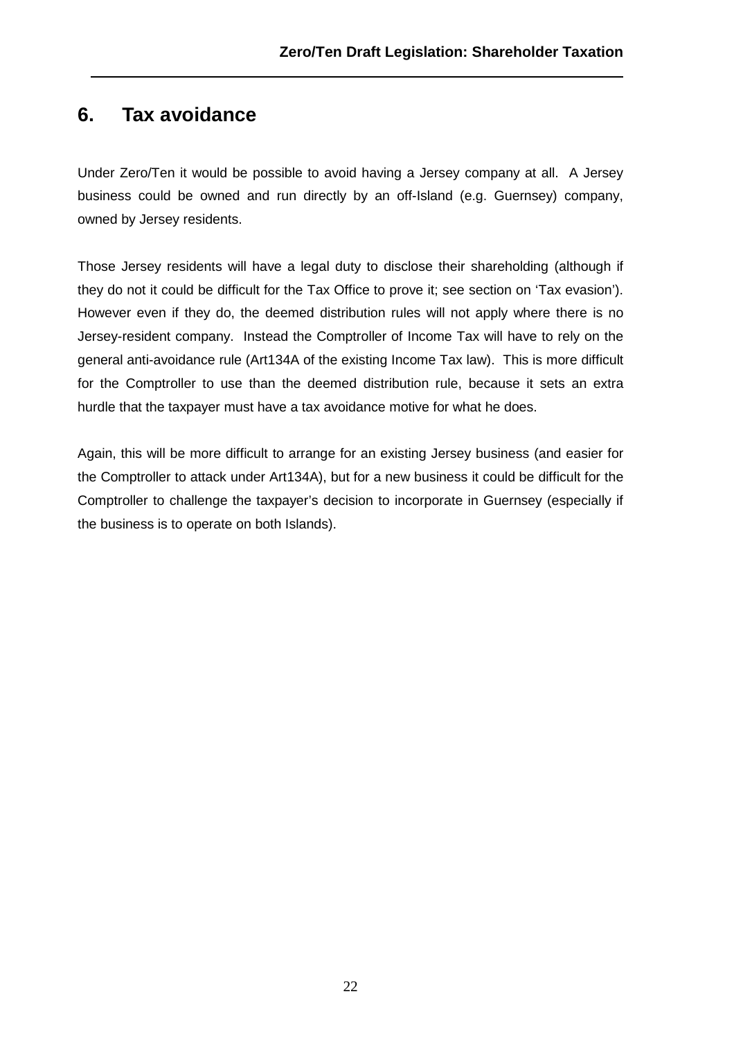## 6. Tax avoidance

Under Zero/Ten it would be possible to avoid having a Jersey company at all. A Jersey business could be owned and run directly by an off-Island (e.g. Guernsey) company, owned by Jersey residents.

Those Jersey residents will have a legal duty to disclose their shareholding (although if they do not it could be difficult for the Tax Office to prove it; see section on 'Tax evasion'). However even if they do, the deemed distribution rules will not apply where there is no Jersey-resident company. Instead the Comptroller of Income Tax will have to rely on the general anti-avoidance rule (Art134A of the existing Income Tax law). This is more difficult for the Comptroller to use than the deemed distribution rule, because it sets an extra hurdle that the taxpayer must have a tax avoidance motive for what he does.

Again, this will be more difficult to arrange for an existing Jersey business (and easier for the Comptroller to attack under Art134A), but for a new business it could be difficult for the Comptroller to challenge the taxpayer's decision to incorporate in Guernsey (especially if the business is to operate on both Islands).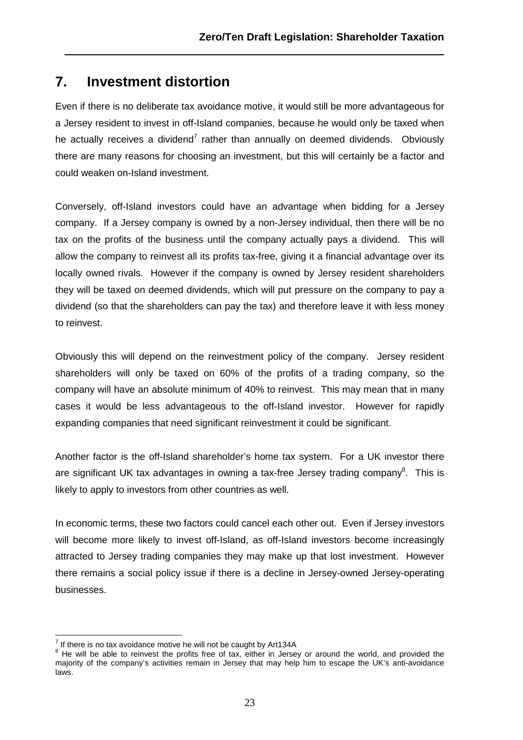## 7. Investment distortion

Even if there is no deliberate tax avoidance motive, it would still be more advantageous for a Jersey resident to invest in off-Island companies, because he would only be taxed when he actually receives a dividend[7] rather than annually on deemed dividends. Obviously there are many reasons for choosing an investment, but this will certainly be a factor and could weaken on-Island investment.

Conversely, off-Island investors could have an advantage when bidding for a Jersey company. If a Jersey company is owned by a non-Jersey individual, then there will be no tax on the profits of the business until the company actually pays a dividend. This will allow the company to reinvest all its profits tax-free, giving it a financial advantage over its locally owned rivals. However if the company is owned by Jersey resident shareholders they will be taxed on deemed dividends, which will put pressure on the company to pay a dividend (so that the shareholders can pay the tax) and therefore leave it with less money to reinvest.

Obviously this will depend on the reinvestment policy of the company. Jersey resident shareholders will only be taxed on 60% of the profits of a trading company, so the company will have an absolute minimum of 40% to reinvest. This may mean that in many cases it would be less advantageous to the off-Island investor. However for rapidly expanding companies that need significant reinvestment it could be significant.

Another factor is the off-Island shareholder's home tax system. For a UK investor there are significant UK tax advantages in owning a tax-free Jersey trading company[8]. This is likely to apply to investors from other countries as well.

In economic terms, these two factors could cancel each other out. Even if Jersey investors will become more likely to invest off-Island, as off-Island investors become increasingly attracted to Jersey trading companies they may make up that lost investment. However there remains a social policy issue if there is a decline in Jersey-owned Jersey-operating businesses.

---

[7] If there is no tax avoidance motive he will not be caught by Art134A

[8] He will be able to reinvest the profits free of tax, either in Jersey or around the world, and provided the majority of the company's activities remain in Jersey that may help him to escape the UK's anti-avoidance laws.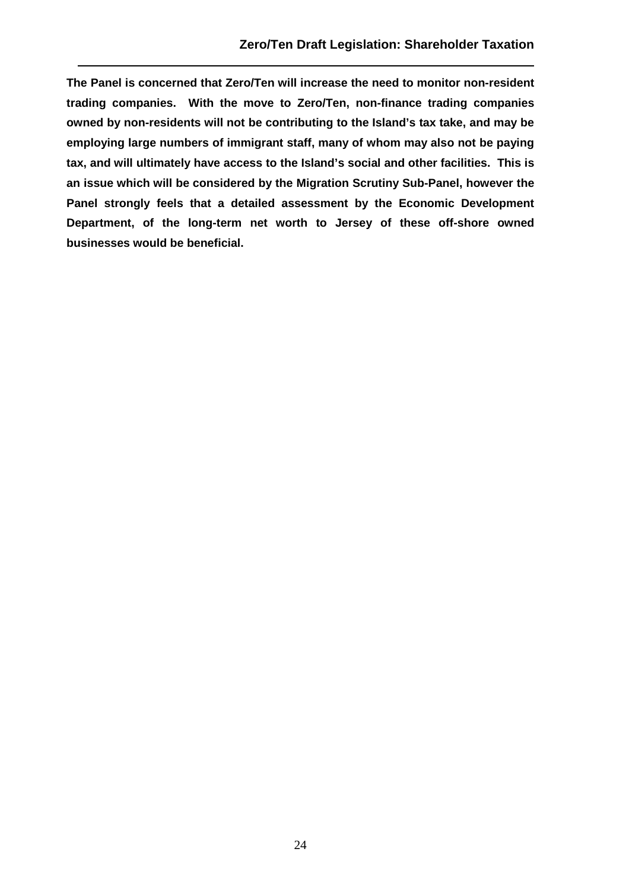**The Panel is concerned that Zero/Ten will increase the need to monitor non-resident trading companies. With the move to Zero/Ten, non-finance trading companies owned by non-residents will not be contributing to the Island's tax take, and may be employing large numbers of immigrant staff, many of whom may also not be paying tax, and will ultimately have access to the Island's social and other facilities. This is an issue which will be considered by the Migration Scrutiny Sub-Panel, however the Panel strongly feels that a detailed assessment by the Economic Development Department, of the long-term net worth to Jersey of these off-shore owned businesses would be beneficial.**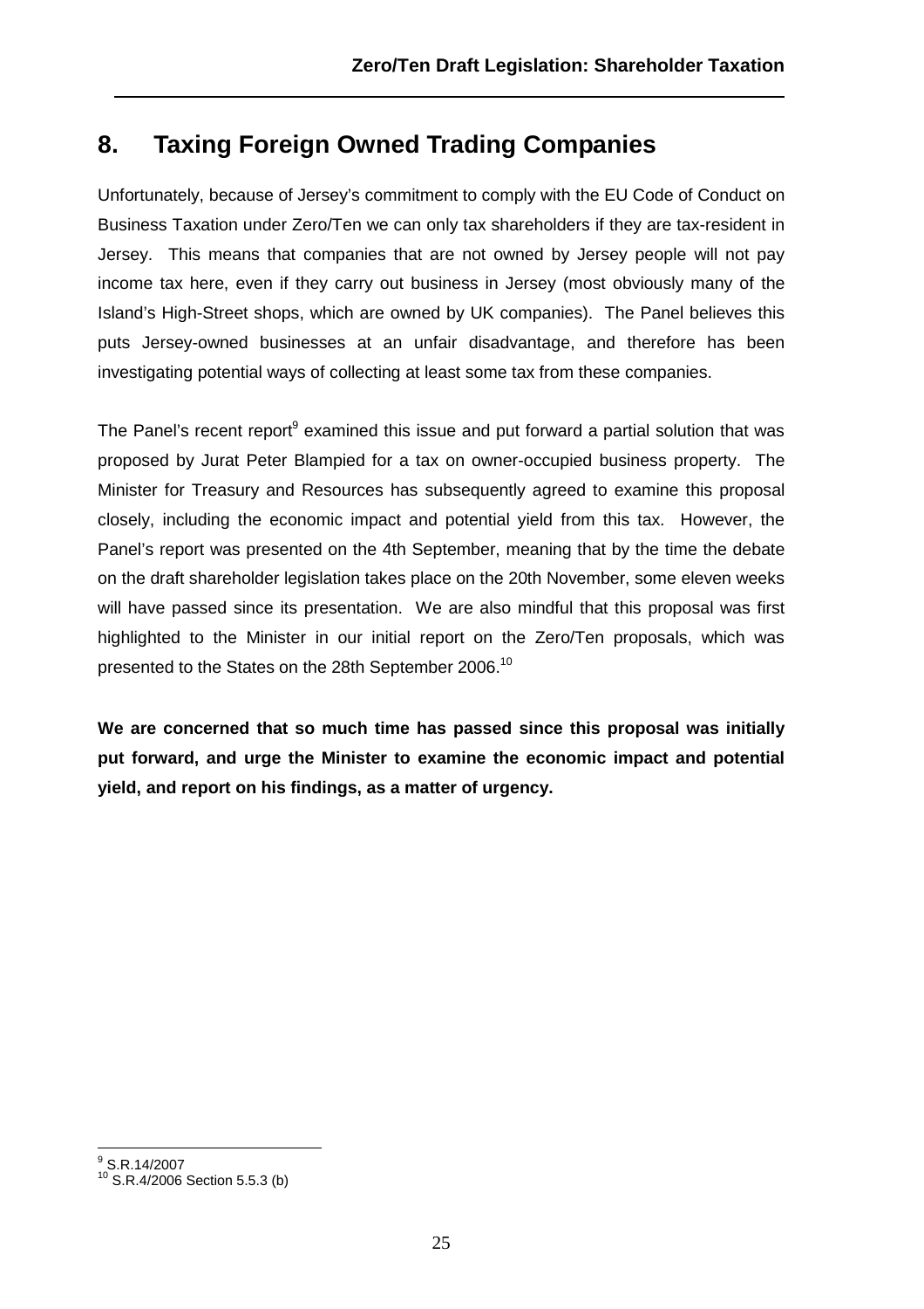# 8. Taxing Foreign Owned Trading Companies

Unfortunately, because of Jersey's commitment to comply with the EU Code of Conduct on Business Taxation under Zero/Ten we can only tax shareholders if they are tax-resident in Jersey. This means that companies that are not owned by Jersey people will not pay income tax here, even if they carry out business in Jersey (most obviously many of the Island's High-Street shops, which are owned by UK companies). The Panel believes this puts Jersey-owned businesses at an unfair disadvantage, and therefore has been investigating potential ways of collecting at least some tax from these companies.

The Panel's recent report[9] examined this issue and put forward a partial solution that was proposed by Jurat Peter Blampied for a tax on owner-occupied business property. The Minister for Treasury and Resources has subsequently agreed to examine this proposal closely, including the economic impact and potential yield from this tax. However, the Panel's report was presented on the 4th September, meaning that by the time the debate on the draft shareholder legislation takes place on the 20th November, some eleven weeks will have passed since its presentation. We are also mindful that this proposal was first highlighted to the Minister in our initial report on the Zero/Ten proposals, which was presented to the States on the 28th September 2006.[10]

**We are concerned that so much time has passed since this proposal was initially put forward, and urge the Minister to examine the economic impact and potential yield, and report on his findings, as a matter of urgency.**

---

[9] S.R.14/2007

[10] S.R.4/2006 Section 5.5.3 (b)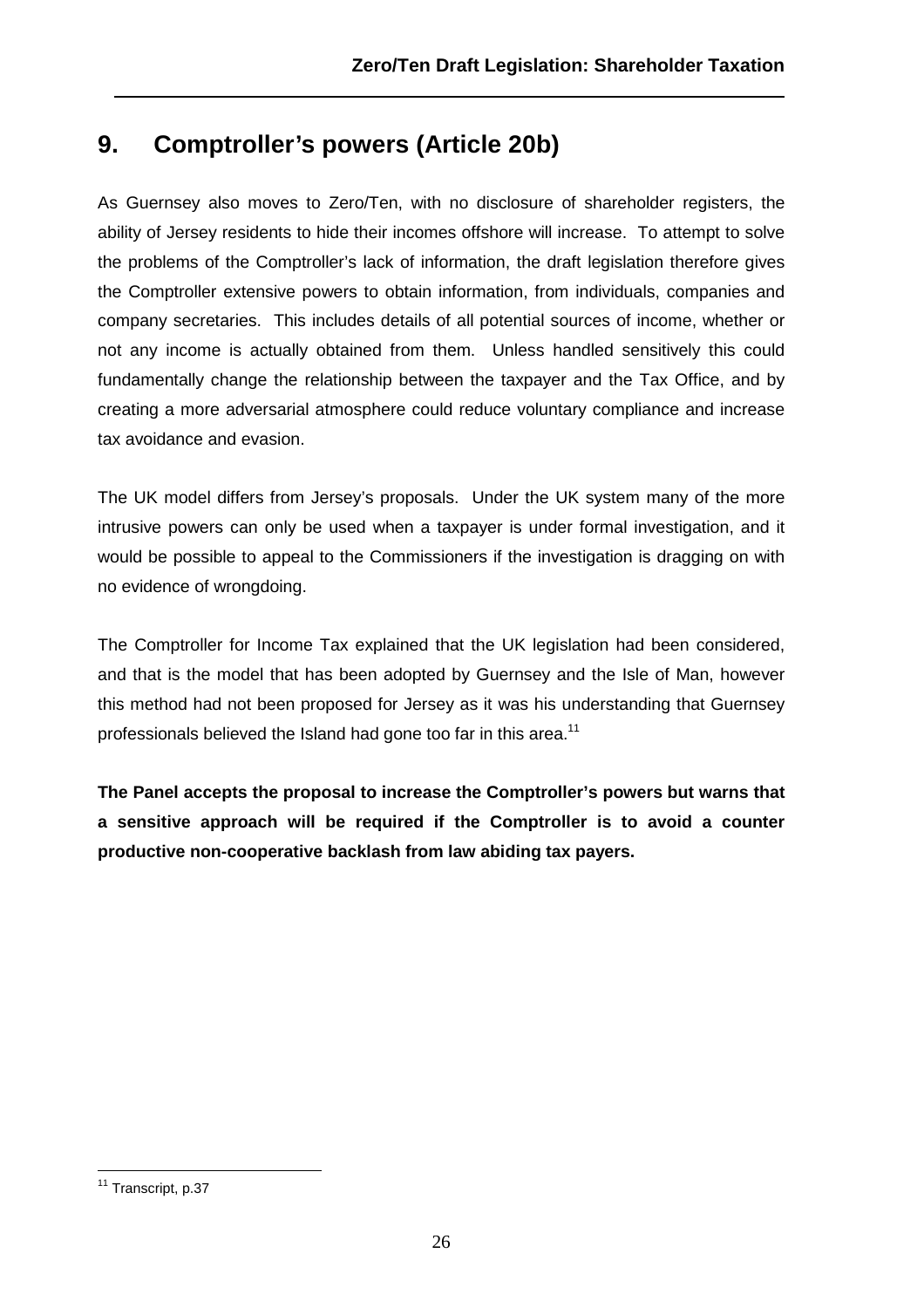## 9. Comptroller's powers (Article 20b)

As Guernsey also moves to Zero/Ten, with no disclosure of shareholder registers, the ability of Jersey residents to hide their incomes offshore will increase. To attempt to solve the problems of the Comptroller's lack of information, the draft legislation therefore gives the Comptroller extensive powers to obtain information, from individuals, companies and company secretaries. This includes details of all potential sources of income, whether or not any income is actually obtained from them. Unless handled sensitively this could fundamentally change the relationship between the taxpayer and the Tax Office, and by creating a more adversarial atmosphere could reduce voluntary compliance and increase tax avoidance and evasion.

The UK model differs from Jersey's proposals. Under the UK system many of the more intrusive powers can only be used when a taxpayer is under formal investigation, and it would be possible to appeal to the Commissioners if the investigation is dragging on with no evidence of wrongdoing.

The Comptroller for Income Tax explained that the UK legislation had been considered, and that is the model that has been adopted by Guernsey and the Isle of Man, however this method had not been proposed for Jersey as it was his understanding that Guernsey professionals believed the Island had gone too far in this area.[11]

**The Panel accepts the proposal to increase the Comptroller's powers but warns that a sensitive approach will be required if the Comptroller is to avoid a counter productive non-cooperative backlash from law abiding tax payers.**

[11] Transcript, p.37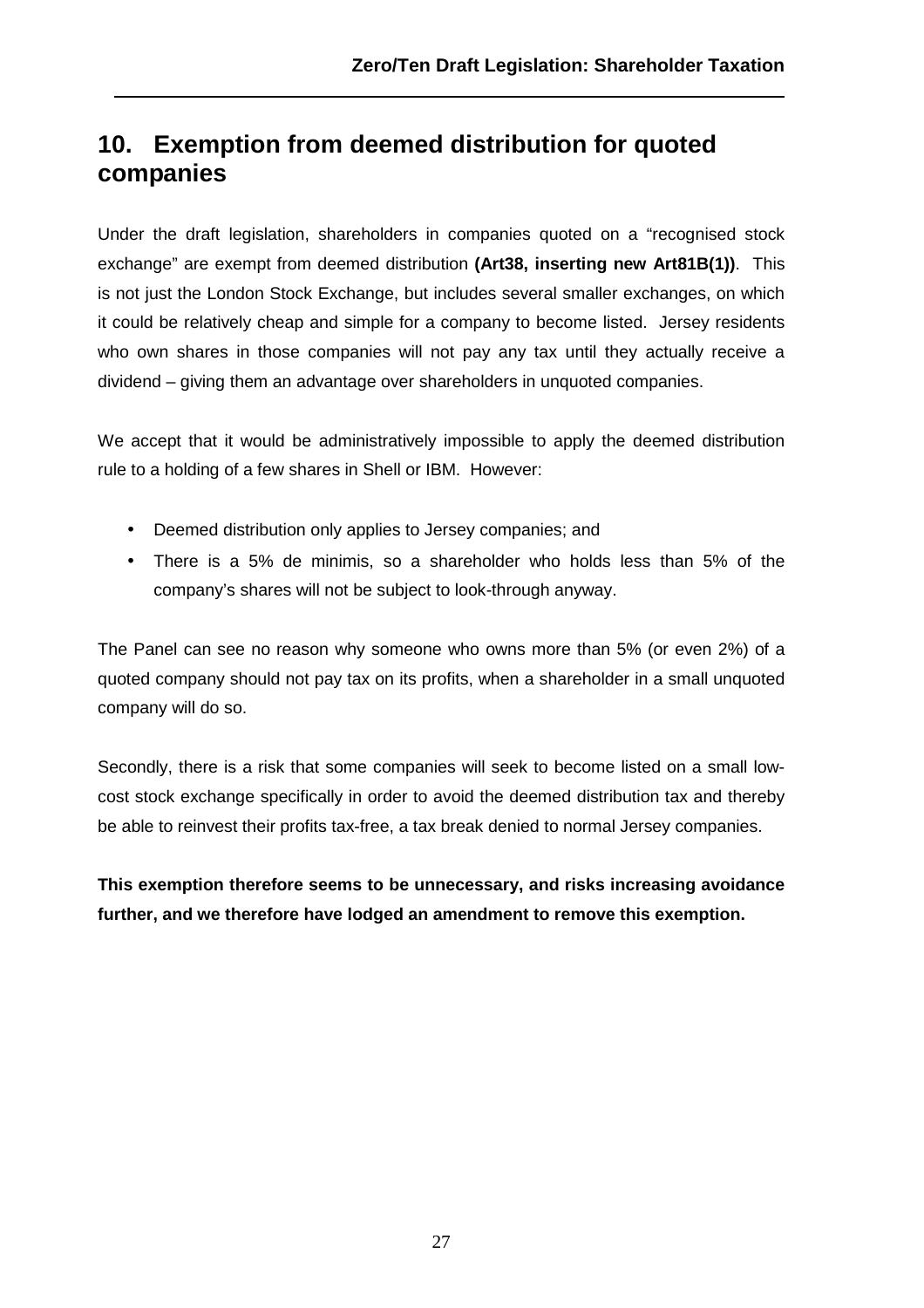## 10. Exemption from deemed distribution for quoted companies

Under the draft legislation, shareholders in companies quoted on a "recognised stock exchange" are exempt from deemed distribution **(Art38, inserting new Art81B(1))**. This is not just the London Stock Exchange, but includes several smaller exchanges, on which it could be relatively cheap and simple for a company to become listed. Jersey residents who own shares in those companies will not pay any tax until they actually receive a dividend – giving them an advantage over shareholders in unquoted companies.

We accept that it would be administratively impossible to apply the deemed distribution rule to a holding of a few shares in Shell or IBM. However:

- Deemed distribution only applies to Jersey companies; and
- There is a 5% de minimis, so a shareholder who holds less than 5% of the company's shares will not be subject to look-through anyway.

The Panel can see no reason why someone who owns more than 5% (or even 2%) of a quoted company should not pay tax on its profits, when a shareholder in a small unquoted company will do so.

Secondly, there is a risk that some companies will seek to become listed on a small low-cost stock exchange specifically in order to avoid the deemed distribution tax and thereby be able to reinvest their profits tax-free, a tax break denied to normal Jersey companies.

**This exemption therefore seems to be unnecessary, and risks increasing avoidance further, and we therefore have lodged an amendment to remove this exemption.**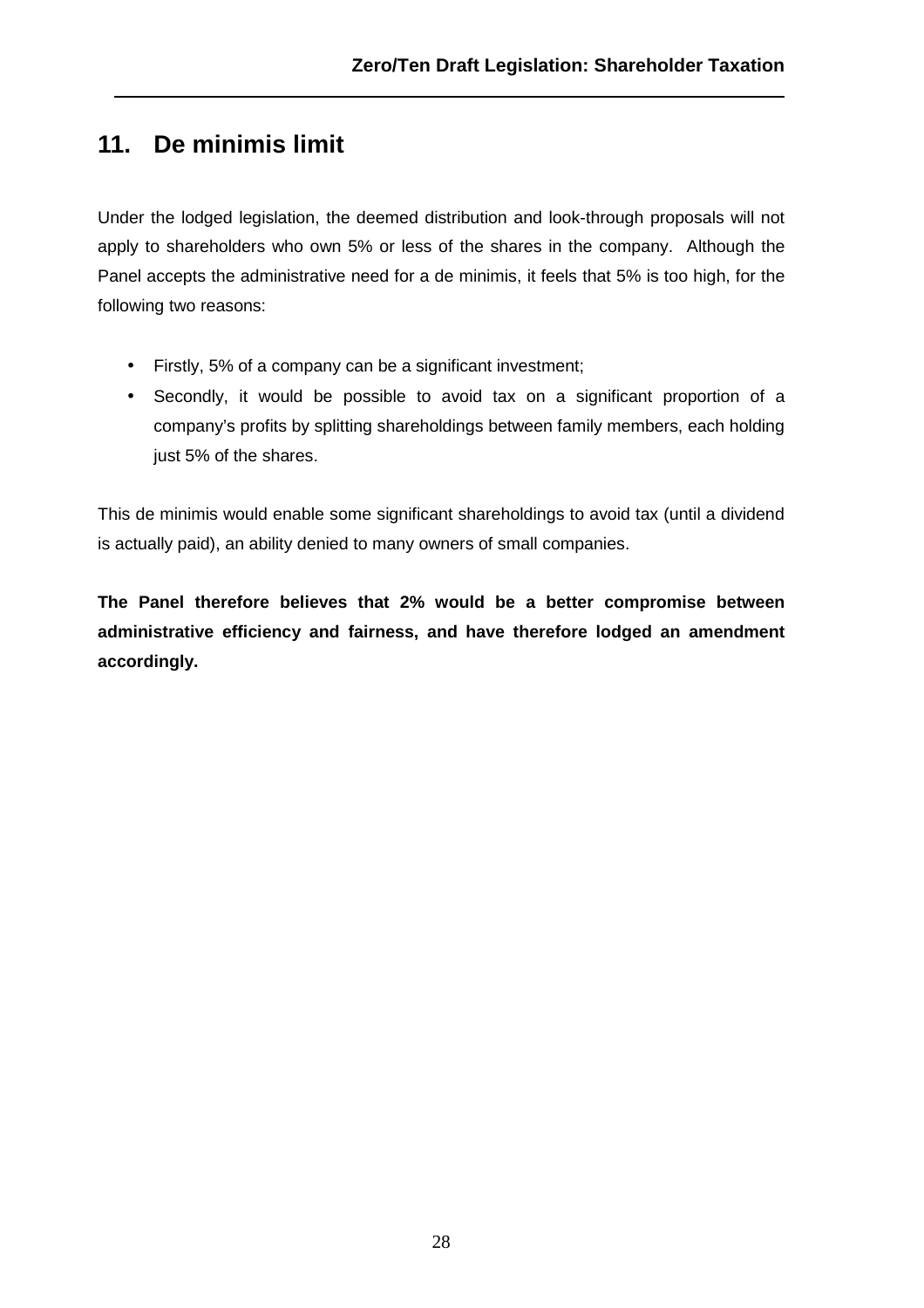## 11. De minimis limit

Under the lodged legislation, the deemed distribution and look-through proposals will not apply to shareholders who own 5% or less of the shares in the company. Although the Panel accepts the administrative need for a de minimis, it feels that 5% is too high, for the following two reasons:

- Firstly, 5% of a company can be a significant investment;
- Secondly, it would be possible to avoid tax on a significant proportion of a company's profits by splitting shareholdings between family members, each holding just 5% of the shares.

This de minimis would enable some significant shareholdings to avoid tax (until a dividend is actually paid), an ability denied to many owners of small companies.

**The Panel therefore believes that 2% would be a better compromise between administrative efficiency and fairness, and have therefore lodged an amendment accordingly.**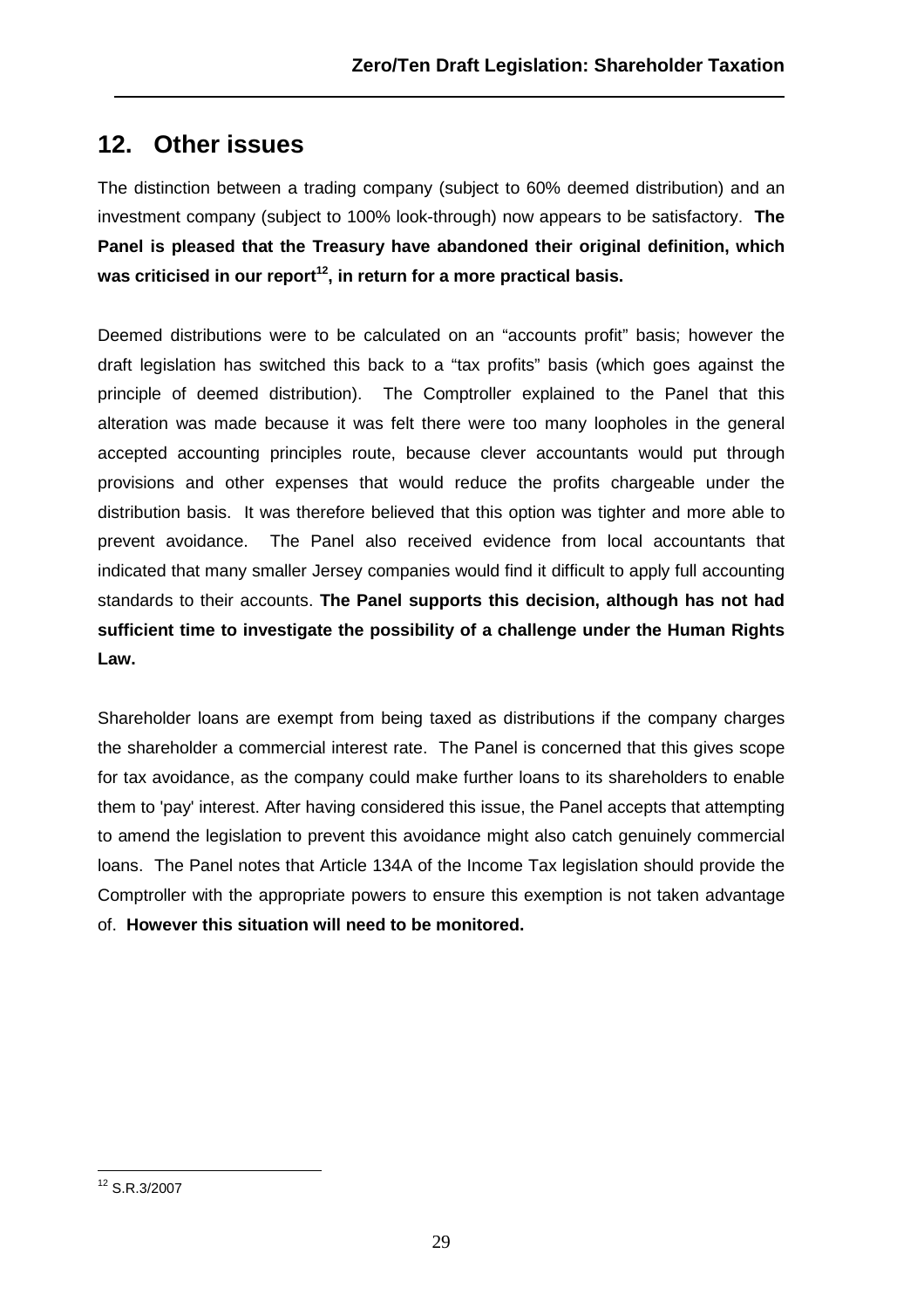## 12. Other issues

The distinction between a trading company (subject to 60% deemed distribution) and an investment company (subject to 100% look-through) now appears to be satisfactory. **The Panel is pleased that the Treasury have abandoned their original definition, which was criticised in our report[12], in return for a more practical basis.**

Deemed distributions were to be calculated on an "accounts profit" basis; however the draft legislation has switched this back to a "tax profits" basis (which goes against the principle of deemed distribution). The Comptroller explained to the Panel that this alteration was made because it was felt there were too many loopholes in the general accepted accounting principles route, because clever accountants would put through provisions and other expenses that would reduce the profits chargeable under the distribution basis. It was therefore believed that this option was tighter and more able to prevent avoidance. The Panel also received evidence from local accountants that indicated that many smaller Jersey companies would find it difficult to apply full accounting standards to their accounts. **The Panel supports this decision, although has not had sufficient time to investigate the possibility of a challenge under the Human Rights Law.**

Shareholder loans are exempt from being taxed as distributions if the company charges the shareholder a commercial interest rate. The Panel is concerned that this gives scope for tax avoidance, as the company could make further loans to its shareholders to enable them to 'pay' interest. After having considered this issue, the Panel accepts that attempting to amend the legislation to prevent this avoidance might also catch genuinely commercial loans. The Panel notes that Article 134A of the Income Tax legislation should provide the Comptroller with the appropriate powers to ensure this exemption is not taken advantage of. **However this situation will need to be monitored.**

[12] S.R.3/2007